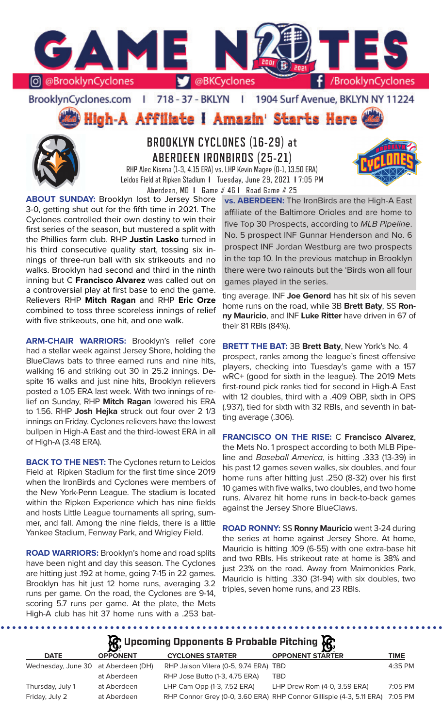# GAME NOTES

@BrooklynCyclones | @BKCyclones | /BrooklynCyclones

BrooklynCyclones.com | 718 - 37 - BKLYN | 1904 Surf Avenue, BKLYN NY 11224

High-A Affiliate I Amazin' Starts Here

## BROOKLYN CYCLONES (16-29) at ABERDEEN IRONBIRDS (25-21)

RHP Alec Kisena (1-3, 4.15 ERA) vs. LHP Kevin Magee (0-1, 13.50 ERA)
Leidos Field at Ripken Stadium I Tuesday, June 29, 2021 I 7:05 PM
Aberdeen, MD I Game # 46 I Road Game # 25

**ABOUT SUNDAY:** Brooklyn lost to Jersey Shore 3-0, getting shut out for the fifth time in 2021. The Cyclones controlled their own destiny to win their first series of the season, but mustered a split with the Phillies farm club. RHP **Justin Lasko** turned in his third consecutive quality start, tossing six innings of three-run ball with six strikeouts and no walks. Brooklyn had second and third in the ninth inning but C **Francisco Alvarez** was called out on a controversial play at first base to end the game. Relievers RHP **Mitch Ragan** and RHP **Eric Orze** combined to toss three scoreless innings of relief with five strikeouts, one hit, and one walk.

**ARM-CHAIR WARRIORS:** Brooklyn's relief core had a stellar week against Jersey Shore, holding the BlueClaws bats to three earned runs and nine hits, walking 16 and striking out 30 in 25.2 innings. Despite 16 walks and just nine hits, Brooklyn relievers posted a 1.05 ERA last week. With two innings of relief on Sunday, RHP **Mitch Ragan** lowered his ERA to 1.56. RHP **Josh Hejka** struck out four over 2 1/3 innings on Friday. Cyclones relievers have the lowest bullpen in High-A East and the third-lowest ERA in all of High-A (3.48 ERA).

**BACK TO THE NEST:** The Cyclones return to Leidos Field at Ripken Stadium for the first time since 2019 when the IronBirds and Cyclones were members of the New York-Penn League. The stadium is located within the Ripken Experience which has nine fields and hosts Little League tournaments all spring, summer, and fall. Among the nine fields, there is a little Yankee Stadium, Fenway Park, and Wrigley Field.

**ROAD WARRIORS:** Brooklyn's home and road splits have been night and day this season. The Cyclones are hitting just .192 at home, going 7-15 in 22 games. Brooklyn has hit just 12 home runs, averaging 3.2 runs per game. On the road, the Cyclones are 9-14, scoring 5.7 runs per game. At the plate, the Mets High-A club has hit 37 home runs with a .253 batting average. INF **Joe Genord** has hit six of his seven home runs on the road, while 3B **Brett Baty**, SS **Ronny Mauricio**, and INF **Luke Ritter** have driven in 67 of their 81 RBIs (84%).

**vs. ABERDEEN:** The IronBirds are the High-A East affiliate of the Baltimore Orioles and are home to five Top 30 Prospects, according to *MLB Pipeline*. No. 5 prospect INF Gunnar Henderson and No. 6 prospect INF Jordan Westburg are two prospects in the top 10. In the previous matchup in Brooklyn there were two rainouts but the 'Birds won all four games played in the series.

**BRETT THE BAT:** 3B **Brett Baty**, New York's No. 4 prospect, ranks among the league's finest offensive players, checking into Tuesday's game with a 157 wRC+ (good for sixth in the league). The 2019 Mets first-round pick ranks tied for second in High-A East with 12 doubles, third with a .409 OBP, sixth in OPS (.937), tied for sixth with 32 RBIs, and seventh in batting average (.306).

**FRANCISCO ON THE RISE:** C **Francisco Alvarez**, the Mets No. 1 prospect according to both MLB Pipeline and *Baseball America*, is hitting .333 (13-39) in his past 12 games seven walks, six doubles, and four home runs after hitting just .250 (8-32) over his first 10 games with five walks, two doubles, and two home runs. Alvarez hit home runs in back-to-back games against the Jersey Shore BlueClaws.

**ROAD RONNY:** SS **Ronny Mauricio** went 3-24 during the series at home against Jersey Shore. At home, Mauricio is hitting .109 (6-55) with one extra-base hit and two RBIs. His strikeout rate at home is 38% and just 23% on the road. Away from Maimonides Park, Mauricio is hitting .330 (31-94) with six doubles, two triples, seven home runs, and 23 RBIs.

## Upcoming Opponents & Probable Pitching

| DATE | OPPONENT | CYCLONES STARTER | OPPONENT STARTER | TIME |
|---|---|---|---|---|
| Wednesday, June 30 | at Aberdeen (DH) | RHP Jaison Vilera (0-5, 9.74 ERA) | TBD | 4:35 PM |
| | at Aberdeen | RHP Jose Butto (1-3, 4.75 ERA) | TBD | |
| Thursday, July 1 | at Aberdeen | LHP Cam Opp (1-3, 7.52 ERA) | LHP Drew Rom (4-0, 3.59 ERA) | 7:05 PM |
| Friday, July 2 | at Aberdeen | RHP Connor Grey (0-0, 3.60 ERA) | RHP Connor Gillispie (4-3, 5.11 ERA) | 7:05 PM |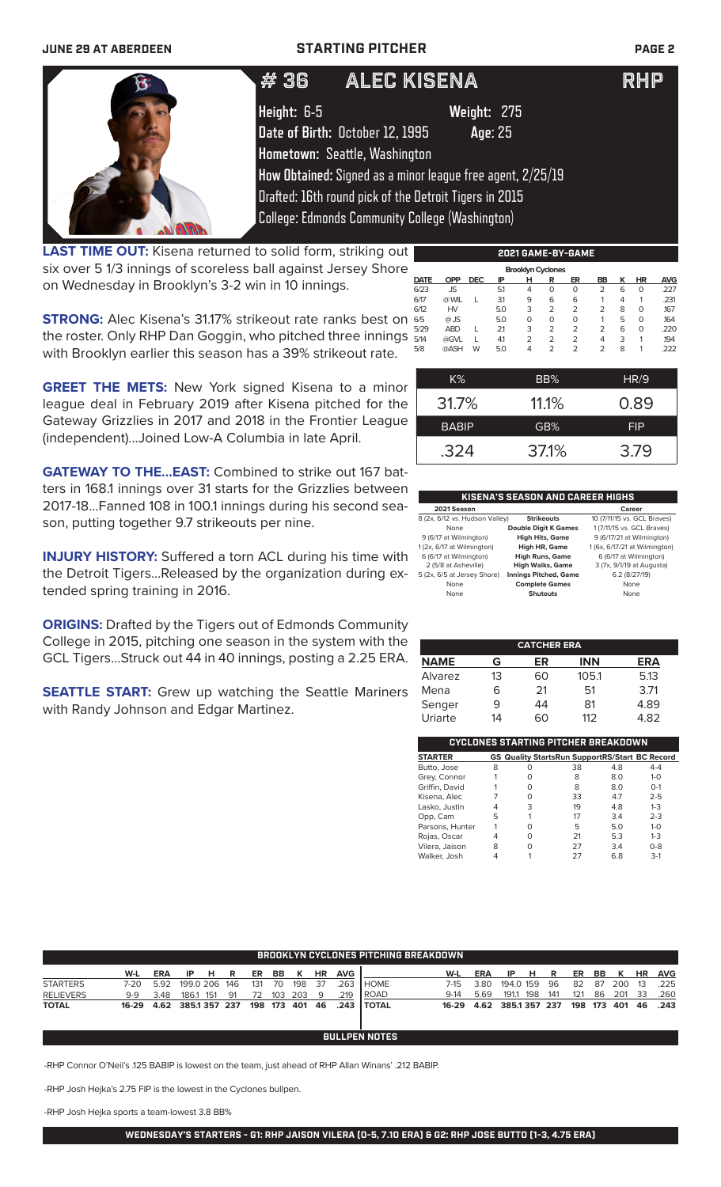JUNE 29 AT ABERDEEN — STARTING PITCHER

# # 36 ALEC KISENA — RHP

**Height:** 6-5 **Weight:** 275
**Date of Birth:** October 12, 1995 **Age:** 25
**Hometown:** Seattle, Washington
**How Obtained:** Signed as a minor league free agent, 2/25/19
Drafted: 16th round pick of the Detroit Tigers in 2015
College: Edmonds Community College (Washington)

**LAST TIME OUT:** Kisena returned to solid form, striking out six over 5 1/3 innings of scoreless ball against Jersey Shore on Wednesday in Brooklyn's 3-2 win in 10 innings.

**STRONG:** Alec Kisena's 31.17% strikeout rate ranks best on the roster. Only RHP Dan Goggin, who pitched three innings with Brooklyn earlier this season has a 39% strikeout rate.

**GREET THE METS:** New York signed Kisena to a minor league deal in February 2019 after Kisena pitched for the Gateway Grizzlies in 2017 and 2018 in the Frontier League (independent)...Joined Low-A Columbia in late April.

**GATEWAY TO THE...EAST:** Combined to strike out 167 batters in 168.1 innings over 31 starts for the Grizzlies between 2017-18...Fanned 108 in 100.1 innings during his second season, putting together 9.7 strikeouts per nine.

**INJURY HISTORY:** Suffered a torn ACL during his time with the Detroit Tigers...Released by the organization during extended spring training in 2016.

**ORIGINS:** Drafted by the Tigers out of Edmonds Community College in 2015, pitching one season in the system with the GCL Tigers...Struck out 44 in 40 innings, posting a 2.25 ERA.

**SEATTLE START:** Grew up watching the Seattle Mariners with Randy Johnson and Edgar Martinez.

## 2021 GAME-BY-GAME

Brooklyn Cyclones

| DATE | OPP | DEC | IP | H | R | ER | BB | K | HR | AVG |
|---|---|---|---|---|---|---|---|---|---|---|
| 6/23 | JS | | 5.1 | 4 | 0 | 0 | 2 | 6 | 0 | .227 |
| 6/17 | @WIL | L | 3.1 | 9 | 6 | 6 | 1 | 4 | 1 | .231 |
| 6/12 | HV | | 5.0 | 3 | 2 | 2 | 2 | 8 | 0 | .167 |
| 6/5 | @JS | | 5.0 | 0 | 0 | 0 | 1 | 5 | 0 | .164 |
| 5/29 | ABD | L | 2.1 | 3 | 2 | 2 | 2 | 6 | 0 | .220 |
| 5/14 | @GVL | L | 4.1 | 2 | 2 | 2 | 4 | 3 | 1 | .194 |
| 5/8 | @ASH | W | 5.0 | 4 | 2 | 2 | 2 | 8 | 1 | .222 |

| K% | BB% | HR/9 |
|---|---|---|
| 31.7% | 11.1% | 0.89 |
| **BABIP** | **GB%** | **FIP** |
| .324 | 37.1% | 3.79 |

## KISENA'S SEASON AND CAREER HIGHS

| 2021 Season | | Career |
|---|---|---|
| 8 (2x, 6/12 vs. Hudson Valley) | Strikeouts | 10 (7/11/15 vs. GCL Braves) |
| None | Double Digit K Games | 1 (7/11/15 vs. GCL Braves) |
| 9 (6/17 at Wilmington) | High Hits, Game | 9 (6/17/21 at Wilmington) |
| 1 (2x, 6/17 at Wilmington) | High HR, Game | 1 (6x, 6/17/21 at Wilmington) |
| 6 (6/17 at Wilmington) | High Runs, Game | 6 (6/17 at Wilmington) |
| 2 (5/8 at Asheville) | High Walks, Game | 3 (7x, 9/1/19 at Augusta) |
| 5 (2x, 6/5 at Jersey Shore) | Innings Pitched, Game | 6.2 (8/27/19) |
| None | Complete Games | None |
| None | Shutouts | None |

## CATCHER ERA

| NAME | G | ER | INN | ERA |
|---|---|---|---|---|
| Alvarez | 13 | 60 | 105.1 | 5.13 |
| Mena | 6 | 21 | 51 | 3.71 |
| Senger | 9 | 44 | 81 | 4.89 |
| Uriarte | 14 | 60 | 112 | 4.82 |

## CYCLONES STARTING PITCHER BREAKDOWN

| STARTER | GS | Quality Starts | Run Support | RS/Start | BC Record |
|---|---|---|---|---|---|
| Butto, Jose | 8 | 0 | 38 | 4.8 | 4-4 |
| Grey, Connor | 1 | 0 | 8 | 8.0 | 1-0 |
| Griffin, David | 1 | 0 | 8 | 8.0 | 0-1 |
| Kisena, Alec | 7 | 0 | 33 | 4.7 | 2-5 |
| Lasko, Justin | 4 | 3 | 19 | 4.8 | 1-3 |
| Opp, Cam | 5 | 1 | 17 | 3.4 | 2-3 |
| Parsons, Hunter | 1 | 0 | 5 | 5.0 | 1-0 |
| Rojas, Oscar | 4 | 0 | 21 | 5.3 | 1-3 |
| Vilera, Jaison | 8 | 0 | 27 | 3.4 | 0-8 |
| Walker, Josh | 4 | 1 | 27 | 6.8 | 3-1 |

## BROOKLYN CYCLONES PITCHING BREAKDOWN

| | W-L | ERA | IP | H | R | ER | BB | K | HR | AVG |
|---|---|---|---|---|---|---|---|---|---|---|
| STARTERS | 7-20 | 5.92 | 199.0 | 206 | 146 | 131 | 70 | 198 | 37 | .263 |
| RELIEVERS | 9-9 | 3.48 | 186.1 | 151 | 91 | 72 | 103 | 203 | 9 | .219 |
| TOTAL | 16-29 | 4.62 | 385.1 | 357 | 237 | 198 | 173 | 401 | 46 | .243 |

| | W-L | ERA | IP | H | R | ER | BB | K | HR | AVG |
|---|---|---|---|---|---|---|---|---|---|---|
| HOME | 7-15 | 3.80 | 194.0 | 159 | 96 | 82 | 87 | 200 | 13 | .225 |
| ROAD | 9-14 | 5.69 | 191.1 | 198 | 141 | 121 | 86 | 201 | 33 | .260 |
| TOTAL | 16-29 | 4.62 | 385.1 | 357 | 237 | 198 | 173 | 401 | 46 | .243 |

## BULLPEN NOTES

-RHP Connor O'Neil's .125 BABIP is lowest on the team, just ahead of RHP Allan Winans' .212 BABIP.

-RHP Josh Hejka's 2.75 FIP is the lowest in the Cyclones bullpen.

-RHP Josh Hejka sports a team-lowest 3.8 BB%

**WEDNESDAY'S STARTERS - G1: RHP JAISON VILERA (0-5, 7.10 ERA) & G2: RHP JOSE BUTTO (1-3, 4.75 ERA)**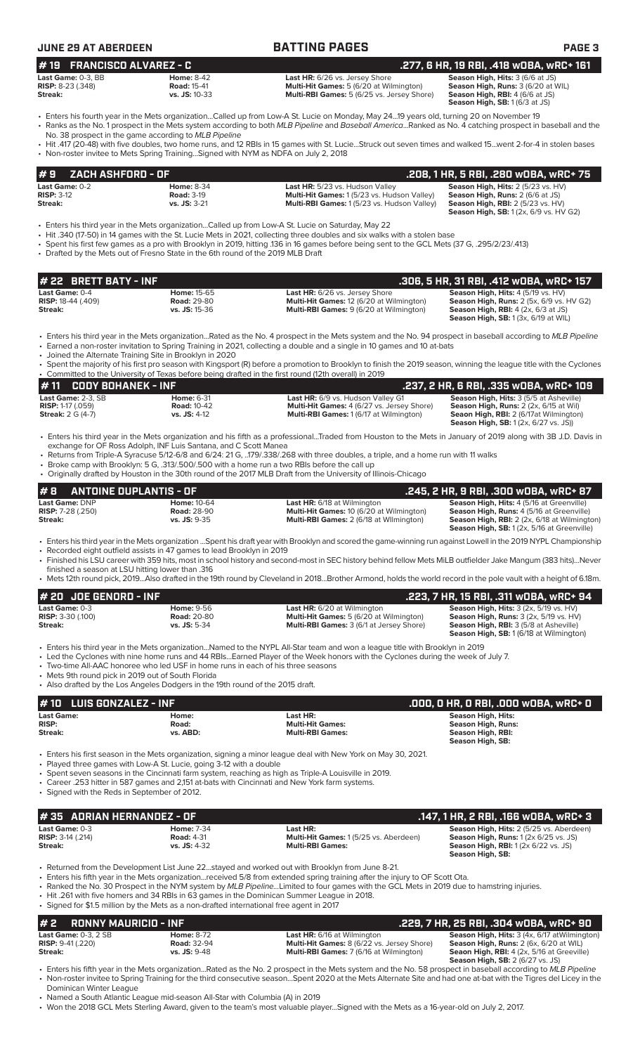**JUNE 29 AT ABERDEEN** | **BATTING PAGES**

## # 19 FRANCISCO ALVAREZ - C — .277, 6 HR, 19 RBI, .418 wOBA, wRC+ 161

| | | | |
|---|---|---|---|
| **Last Game:** 0-3, BB | **Home:** 8-42 | **Last HR:** 6/26 vs. Jersey Shore | **Season High, Hits:** 3 (6/6 at JS) |
| **RISP:** 8-23 (.348) | **Road:** 15-41 | **Multi-Hit Games:** 5 (6/20 at Wilmington) | **Season High, Runs:** 3 (6/20 at WIL) |
| **Streak:** | **vs. JS:** 10-33 | **Multi-RBI Games:** 5 (6/25 vs. Jersey Shore) | **Season High, RBI:** 4 (6/6 at JS) |
| | | | **Season High, SB:** 1 (6/3 at JS) |

- Enters his fourth year in the Mets organization...Called up from Low-A St. Lucie on Monday, May 24...19 years old, turning 20 on November 19
- Ranks as the No. 1 prospect in the Mets system according to both *MLB Pipeline* and *Baseball America*...Ranked as No. 4 catching prospect in baseball and the No. 38 prospect in the game according to *MLB Pipeline*
- Hit .417 (20-48) with five doubles, two home runs, and 12 RBIs in 15 games with St. Lucie...Struck out seven times and walked 15...went 2-for-4 in stolen bases
- Non-roster invitee to Mets Spring Training...Signed with NYM as NDFA on July 2, 2018

## # 9 ZACH ASHFORD - OF — .208, 1 HR, 5 RBI, .280 wOBA, wRC+ 75

| | | | |
|---|---|---|---|
| **Last Game:** 0-2 | **Home:** 8-34 | **Last HR:** 5/23 vs. Hudson Valley | **Season High, Hits:** 2 (5/23 vs. HV) |
| **RISP:** 3-12 | **Road:** 3-19 | **Multi-Hit Games:** 1 (5/23 vs. Hudson Valley) | **Season High, Runs:** 2 (6/6 at JS) |
| **Streak:** | **vs. JS:** 3-21 | **Multi-RBI Games:** 1 (5/23 vs. Hudson Valley) | **Season High, RBI:** 2 (5/23 vs. HV) |
| | | | **Season High, SB:** 1 (2x, 6/9 vs. HV G2) |

- Enters his third year in the Mets organization...Called up from Low-A St. Lucie on Saturday, May 22
- Hit .340 (17-50) in 14 games with the St. Lucie Mets in 2021, collecting three doubles and six walks with a stolen base
- Spent his first few games as a pro with Brooklyn in 2019, hitting .136 in 16 games before being sent to the GCL Mets (37 G, .295/2/23/.413)
- Drafted by the Mets out of Fresno State in the 6th round of the 2019 MLB Draft

## # 22 BRETT BATY - INF — .306, 5 HR, 31 RBI, .412 wOBA, wRC+ 157

| | | | |
|---|---|---|---|
| **Last Game:** 0-4 | **Home:** 15-65 | **Last HR:** 6/26 vs. Jersey Shore | **Season High, Hits:** 4 (5/19 vs. HV) |
| **RISP:** 18-44 (.409) | **Road:** 29-80 | **Multi-Hit Games:** 12 (6/20 at Wilmington) | **Season High, Runs:** 2 (5x, 6/9 vs. HV G2) |
| **Streak:** | **vs. JS:** 15-36 | **Multi-RBI Games:** 9 (6/20 at Wilmington) | **Season High, RBI:** 4 (2x, 6/3 at JS) |
| | | | **Season High, SB:** 1 (3x, 6/19 at WIL) |

- Enters his third year in the Mets organization...Rated as the No. 4 prospect in the Mets system and the No. 94 prospect in baseball according to *MLB Pipeline*
- Earned a non-roster invitation to Spring Training in 2021, collecting a double and a single in 10 games and 10 at-bats
- Joined the Alternate Training Site in Brooklyn in 2020
- Spent the majority of his first pro season with Kingsport (R) before a promotion to Brooklyn to finish the 2019 season, winning the league title with the Cyclones
- Committed to the University of Texas before being drafted in the first round (12th overall) in 2019

## # 11 CODY BOHANEK - INF — .237, 2 HR, 6 RBI, .335 wOBA, wRC+ 109

| | | | |
|---|---|---|---|
| **Last Game:** 2-3, SB | **Home:** 6-31 | **Last HR:** 6/9 vs. Hudson Valley G1 | **Season High, Hits:** 3 (5/5 at Asheville) |
| **RISP:** 1-17 (.059) | **Road:** 10-42 | **Multi-Hit Games:** 4 (6/27 vs. Jersey Shore) | **Season High, Runs:** 2 (2x, 6/15 at Wil) |
| **Streak:** 2 G (4-7) | **vs. JS:** 4-12 | **Multi-RBI Games:** 1 (6/17 at Wilmington) | **Seaon High, RBI:** 2 (6/17at Wilmington) |
| | | | **Season High, SB:** 1 (2x, 6/27 vs. JS)) |

- Enters his third year in the Mets organization and his fifth as a professional...Traded from Houston to the Mets in January of 2019 along with 3B J.D. Davis in exchange for OF Ross Adolph, INF Luis Santana, and C Scott Manea
- Returns from Triple-A Syracuse 5/12-6/8 and 6/24: 21 G, ..179/.338/.268 with three doubles, a triple, and a home run with 11 walks
- Broke camp with Brooklyn: 5 G, .313/.500/.500 with a home run a two RBIs before the call up
- Originally drafted by Houston in the 30th round of the 2017 MLB Draft from the University of Illinois-Chicago

## # 8 ANTOINE DUPLANTIS - OF — .245, 2 HR, 9 RBI, .300 wOBA, wRC+ 87

| | | | |
|---|---|---|---|
| **Last Game:** DNP | **Home:** 10-64 | **Last HR:** 6/18 at Wilmington | **Season High, Hits:** 4 (5/16 at Greenville) |
| **RISP:** 7-28 (.250) | **Road:** 28-90 | **Multi-Hit Games:** 10 (6/20 at Wilmington) | **Season High, Runs:** 4 (5/16 at Greenville) |
| **Streak:** | **vs. JS:** 9-35 | **Multi-RBI Games:** 2 (6/18 at WIlmington) | **Season High, RBI:** 2 (2x, 6/18 at Wilmington) |
| | | | **Season High, SB:** 1 (2x, 5/16 at Greenville) |

- Enters his third year in the Mets organization ...Spent his draft year with Brooklyn and scored the game-winning run against Lowell in the 2019 NYPL Championship
- Recorded eight outfield assists in 47 games to lead Brooklyn in 2019
- Finished his LSU career with 359 hits, most in school history and second-most in SEC history behind fellow Mets MiLB outfielder Jake Mangum (383 hits)...Never finished a season at LSU hitting lower than .316
- Mets 12th round pick, 2019...Also drafted in the 19th round by Cleveland in 2018...Brother Armond, holds the world record in the pole vault with a height of 6.18m.

## # 20 JOE GENORD - INF — .223, 7 HR, 15 RBI, .311 wOBA, wRC+ 94

| | | | |
|---|---|---|---|
| **Last Game:** 0-3 | **Home:** 9-56 | **Last HR:** 6/20 at Wilmington | **Season High, Hits:** 3 (2x, 5/19 vs. HV) |
| **RISP:** 3-30 (.100) | **Road:** 20-80 | **Multi-Hit Games:** 5 (6/20 at Wilmington) | **Season High, Runs:** 3 (2x, 5/19 vs. HV) |
| **Streak:** | **vs. JS:** 5-34 | **Multi-RBI Games:** 3 (6/1 at Jersey Shore) | **Season High, RBI:** 3 (5/8 at Asheville) |
| | | | **Season High, SB:** 1 (6/18 at Wilmington) |

- Enters his third year in the Mets organization...Named to the NYPL All-Star team and won a league title with Brooklyn in 2019
- Led the Cyclones with nine home runs and 44 RBIs...Earned Player of the Week honors with the Cyclones during the week of July 7.
- Two-time All-AAC honoree who led USF in home runs in each of his three seasons
- Mets 9th round pick in 2019 out of South Florida
- Also drafted by the Los Angeles Dodgers in the 19th round of the 2015 draft.

## # 10 LUIS GONZALEZ - INF — .000, 0 HR, 0 RBI, .000 wOBA, wRC+ 0

| | | | |
|---|---|---|---|
| **Last Game:** | **Home:** | **Last HR:** | **Season High, Hits:** |
| **RISP:** | **Road:** | **Multi-Hit Games:** | **Season High, Runs:** |
| **Streak:** | **vs. ABD:** | **Multi-RBI Games:** | **Season High, RBI:** |
| | | | **Season High, SB:** |

- Enters his first season in the Mets organization, signing a minor league deal with New York on May 30, 2021.
- Played three games with Low-A St. Lucie, going 3-12 with a double
- Spent seven seasons in the Cincinnati farm system, reaching as high as Triple-A Louisville in 2019.
- Career .253 hitter in 587 games and 2,151 at-bats with Cincinnati and New York farm systems.
- Signed with the Reds in September of 2012.

## # 35 ADRIAN HERNANDEZ - OF — .147, 1 HR, 2 RBI, .166 wOBA, wRC+ 3

| | | | |
|---|---|---|---|
| **Last Game:** 0-3 | **Home:** 7-34 | **Last HR:** | **Season High, Hits:** 2 (5/25 vs. Aberdeen) |
| **RISP:** 3-14 (.214) | **Road:** 4-31 | **Multi-Hit Games:** 1 (5/25 vs. Aberdeen) | **Season High, Runs:** 1 (2x 6/25 vs. JS) |
| **Streak:** | **vs. JS:** 4-32 | **Multi-RBI Games:** | **Season High, RBI:** 1 (2x 6/22 vs. JS) |
| | | | **Season High, SB:** |

- Returned from the Development List June 22...stayed and worked out with Brooklyn from June 8-21.
- Enters his fifth year in the Mets organization...received 5/8 from extended spring training after the injury to OF Scott Ota.
- Ranked the No. 30 Prospect in the NYM system by *MLB Pipeline*...Limited to four games with the GCL Mets in 2019 due to hamstring injuries.
- Hit .261 with five homers and 34 RBIs in 63 games in the Dominican Summer League in 2018.
- Signed for $1.5 million by the Mets as a non-drafted international free agent in 2017

## # 2 RONNY MAURICIO - INF — .229, 7 HR, 25 RBI, .304 wOBA, wRC+ 90

| | | | |
|---|---|---|---|
| **Last Game:** 0-3, 2 SB | **Home:** 8-72 | **Last HR:** 6/16 at Wilmington | **Season High, Hits:** 3 (4x, 6/17 atWilmington) |
| **RISP:** 9-41 (.220) | **Road:** 32-94 | **Multi-Hit Games:** 8 (6/22 vs. Jersey Shore) | **Season High, Runs:** 2 (6x, 6/20 at WIL) |
| **Streak:** | **vs. JS:** 9-48 | **Multi-RBI Games:** 7 (6/16 at Wilmington) | **Seaon High, RBI:** 4 (2x, 5/16 at Greeville) |
| | | | **Season High, SB:** 2 (6/27 vs. JS) |

- Enters his fifth year in the Mets organization...Rated as the No. 2 prospect in the Mets system and the No. 58 prospect in baseball according to *MLB Pipeline*
- Non-roster invitee to Spring Training for the third consecutive season...Spent 2020 at the Mets Alternate Site and had one at-bat with the Tigres del Licey in the Dominican Winter League
- Named a South Atlantic League mid-season All-Star with Columbia (A) in 2019
- Won the 2018 GCL Mets Sterling Award, given to the team's most valuable player...Signed with the Mets as a 16-year-old on July 2, 2017.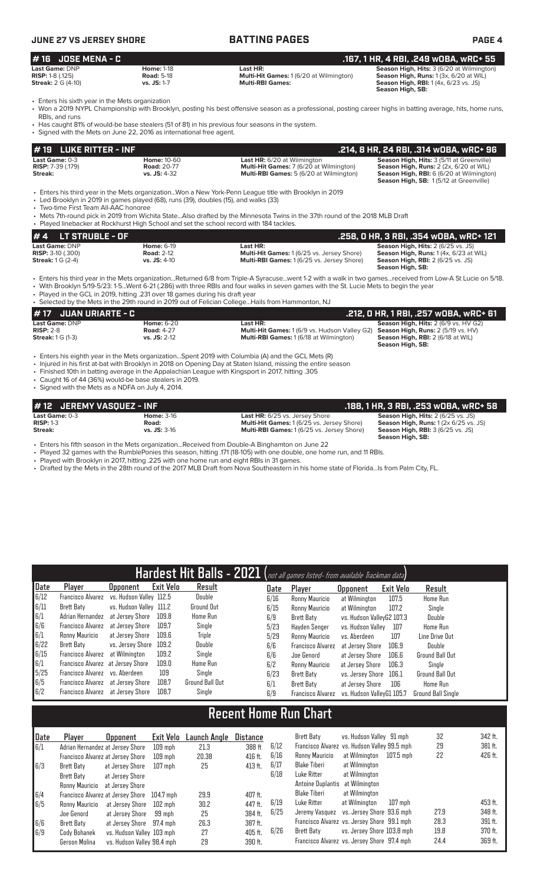## JUNE 27 VS JERSEY SHORE — BATTING PAGES

### # 16 JOSE MENA - C — .167, 1 HR, 4 RBI, .249 wOBA, wRC+ 55

**Last Game:** DNP | **Home:** 1-18 | **Last HR:** | **Season High, Hits:** 3 (6/20 at Wilmington)
**RISP:** 1-8 (.125) | **Road:** 5-18 | **Multi-Hit Games:** 1 (6/20 at Wilmington) | **Season High, Runs:** 1 (3x, 6/20 at WIL)
**Streak:** 2 G (4-10) | **vs. JS:** 1-7 | **Multi-RBI Games:** | **Season High, RBI:** 1 (4x, 6/23 vs. JS)
**Season High, SB:**

- Enters his sixth year in the Mets organization
- Won a 2019 NYPL Championship with Brooklyn, posting his best offensive season as a professional, posting career highs in batting average, hits, home runs, RBIs, and runs
- Has caught 81% of would-be base stealers (51 of 81) in his previous four seasons in the system.
- Signed with the Mets on June 22, 2016 as international free agent.

### # 19 LUKE RITTER - INF — .214, 8 HR, 24 RBI, .314 wOBA, wRC+ 96

**Last Game:** 0-3 | **Home:** 10-60 | **Last HR:** 6/20 at Wilmington | **Season High, Hits:** 3 (5/11 at Greenville)
**RISP:** 7-39 (.179) | **Road:** 20-77 | **Multi-Hit Games:** 7 (6/20 at Wilmington) | **Season High, Runs:** 2 (2x, 6/20 at WIL)
**Streak:** | **vs. JS:** 4-32 | **Multi-RBI Games:** 5 (6/20 at Wilmington) | **Season High, RBI:** 6 (6/20 at Wilmington)
**Season High, SB:** 1 (5/12 at Greenville)

- Enters his third year in the Mets organization...Won a New York-Penn League title with Brooklyn in 2019
- Led Brooklyn in 2019 in games played (68), runs (39), doubles (15), and walks (33)
- Two-time First Team All-AAC honoree
- Mets 7th-round pick in 2019 from Wichita State...Also drafted by the Minnesota Twins in the 37th round of the 2018 MLB Draft
- Played linebacker at Rockhurst High School and set the school record with 184 tackles.

### # 4 LT STRUBLE - OF — .258, 0 HR, 3 RBI, .354 wOBA, wRC+ 121

**Last Game:** DNP | **Home:** 6-19 | **Last HR:** | **Season High, Hits:** 2 (6/25 vs. JS)
**RISP:** 3-10 (.300) | **Road:** 2-12 | **Multi-Hit Games:** 1 (6/25 vs. Jersey Shore) | **Season High, Runs:** 1 (4x, 6/23 at WIL)
**Streak:** 1 G (2-4) | **vs. JS:** 4-10 | **Multi-RBI Games:** 1 (6/25 vs. Jersey Shore) | **Season High, RBI:** 2 (6/25 vs. JS)
**Season High, SB:**

- Enters his third year in the Mets organization...Returned 6/8 from Triple-A Syracuse...went 1-2 with a walk in two games...received from Low-A St Lucie on 5/18.
- With Brooklyn 5/19-5/23: 1-5...Went 6-21 (.286) with three RBIs and four walks in seven games with the St. Lucie Mets to begin the year
- Played in the GCL in 2019, hitting .231 over 18 games during his draft year
- Selected by the Mets in the 29th round in 2019 out of Felician College...Hails from Hammonton, NJ

### # 17 JUAN URIARTE - C — .212, 0 HR, 1 RBI, .257 wOBA, wRC+ 61

**Last Game:** DNP | **Home:** 6-20 | **Last HR:** | **Season High, Hits:** 2 (6/9 vs. HV G2)
**RISP:** 2-8 | **Road:** 4-27 | **Multi-Hit Games:** 1 (6/9 vs. Hudson Valley G2) | **Season High, Runs:** 2 (5/19 vs. HV)
**Streak:** 1 G (1-3) | **vs. JS:** 2-12 | **Multi-RBI Games:** 1 (6/18 at Wilmington) | **Season High, RBI:** 2 (6/18 at WIL)
**Season High, SB:**

- Enters his eighth year in the Mets organization...Spent 2019 with Columbia (A) and the GCL Mets (R)
- Injured in his first at-bat with Brooklyn in 2018 on Opening Day at Staten Island, missing the entire season
- Finished 10th in batting average in the Appalachian League with Kingsport in 2017, hitting .305
- Caught 16 of 44 (36%) would-be base stealers in 2019.
- Signed with the Mets as a NDFA on July 4, 2014.

### # 12 JEREMY VASQUEZ - INF — .188, 1 HR, 3 RBI, .253 wOBA, wRC+ 58

**Last Game:** 0-3 | **Home:** 3-16 | **Last HR:** 6/25 vs. Jersey Shore | **Season High, Hits:** 2 (6/25 vs. JS)
**RISP:** 1-3 | **Road:** | **Multi-Hit Games:** 1 (6/25 vs. Jersey Shore) | **Season High, Runs:** 1 (2x 6/25 vs. JS)
**Streak:** | **vs. JS:** 3-16 | **Multi-RBI Games:** 1 (6/25 vs. Jersey Shore) | **Season High, RBI:** 3 (6/25 vs. JS)
**Season High, SB:**

- Enters his fifth season in the Mets organization...Received from Double-A Binghamton on June 22
- Played 32 games with the RumblePonies this season, hitting .171 (18-105) with one double, one home run, and 11 RBIs.
- Played with Brooklyn in 2017, hitting .225 with one home run and eight RBIs in 31 games.
- Drafted by the Mets in the 28th round of the 2017 MLB Draft from Nova Southeastern in his home state of Florida...Is from Palm City, FL.

## Hardest Hit Balls - 2021 (not all games listed- from available Trackman data)

| Date | Player | Opponent | Exit Velo | Result |
|---|---|---|---|---|
| 6/12 | Francisco Alvarez | vs. Hudson Valley | 112.5 | Double |
| 6/11 | Brett Baty | vs. Hudson Valley | 111.2 | Ground Out |
| 6/1 | Adrian Hernandez | at Jersey Shore | 109.8 | Home Run |
| 6/6 | Francisco Alvarez | at Jersey Shore | 109.7 | Single |
| 6/1 | Ronny Mauricio | at Jersey Shore | 109.6 | Triple |
| 6/22 | Brett Baty | vs. Jersey Shore | 109.2 | Double |
| 6/15 | Francisco Alvarez | at Wilmington | 109.2 | Single |
| 6/1 | Francisco Alvarez | at Jersey Shore | 109.0 | Home Run |
| 5/25 | Francisco Alvarez | vs. Aberdeen | 109 | Single |
| 6/5 | Francisco Alvarez | at Jersey Shore | 108.7 | Ground Ball Out |
| 6/2 | Francisco Alvarez | at Jersey Shore | 108.7 | Single |
| 6/12 | Ronny Mauricio | at Wilmington | 107.5 | Home Run |
| 6/15 | Ronny Mauricio | at Wilmington | 107.2 | Single |
| 6/9 | Brett Baty | vs. Hudson ValleyG2 | 107.3 | Double |
| 5/23 | Hayden Senger | vs. Hudson Valley | 107 | Home Run |
| 5/29 | Ronny Mauricio | vs. Aberdeen | 107 | Line Drive Out |
| 6/6 | Francisco Alvarez | at Jersey Shore | 106.9 | Double |
| 6/6 | Joe Genord | at Jersey Shore | 106.6 | Ground Ball Out |
| 6/2 | Ronny Mauricio | at Jersey Shore | 106.3 | Single |
| 6/23 | Brett Baty | vs. Jersey Shore | 106.1 | Ground Ball Out |
| 6/1 | Brett Baty | at Jersey Shore | 106 | Home Run |
| 6/9 | Francisco Alvarez | vs. Hudson ValleyG1 | 105.7 | Ground Ball Single |

## Recent Home Run Chart

| Date | Player | Opponent | Exit Velo | Launch Angle | Distance |
|---|---|---|---|---|---|
| 6/1 | Adrian Hernandez | at Jersey Shore | 109 mph | 21.3 | 388 ft |
| | Francisco Alvarez | at Jersey Shore | 109 mph | 20.38 | 416 ft. |
| 6/3 | Brett Baty | at Jersey Shore | 107 mph | 25 | 413 ft. |
| | Brett Baty | at Jersey Shore | | | |
| | Ronny Mauricio | at Jersey Shore | | | |
| 6/4 | Francisco Alvarez | at Jersey Shore | 104.7 mph | 29.9 | 407 ft. |
| 6/5 | Ronny Mauricio | at Jersey Shore | 102 mph | 30.2 | 447 ft. |
| | Joe Genord | at Jersey Shore | 99 mph | 25 | 384 ft. |
| 6/6 | Brett Baty | at Jersey Shore | 97.4 mph | 26.3 | 387 ft. |
| 6/9 | Cody Bohanek | vs. Hudson Valley | 103 mph | 27 | 405 ft. |
| | Gerson Molina | vs. Hudson Valley | 98.4 mph | 29 | 390 ft. |
| | Brett Baty | vs. Hudson Valley | 91 mph | 32 | 342 ft. |
| 6/12 | Francisco Alvarez | vs. Hudson Valley | 99.5 mph | 29 | 381 ft. |
| 6/16 | Ronny Mauricio | at Wilmington | 107.5 mph | 22 | 426 ft. |
| 6/17 | Blake Tiberi | at Wilmington | | | |
| 6/18 | Luke Ritter | at Wilmington | | | |
| | Antoine Duplantis | at Wilmington | | | |
| | Blake Tiberi | at Wilmington | | | |
| 6/19 | Luke Ritter | at Wilmington | 107 mph | | 453 ft. |
| 6/25 | Jeremy Vasquez | vs. Jersey Shore | 93.6 mph | 27.9 | 348 ft. |
| | Francisco Alvarez | vs. Jersey Shore | 99.1 mph | 28.3 | 391 ft. |
| 6/26 | Brett Baty | vs. Jersey Shore | 103.8 mph | 19.8 | 370 ft. |
| | Francisco Alvarez | vs. Jersey Shore | 97.4 mph | 24.4 | 369 ft. |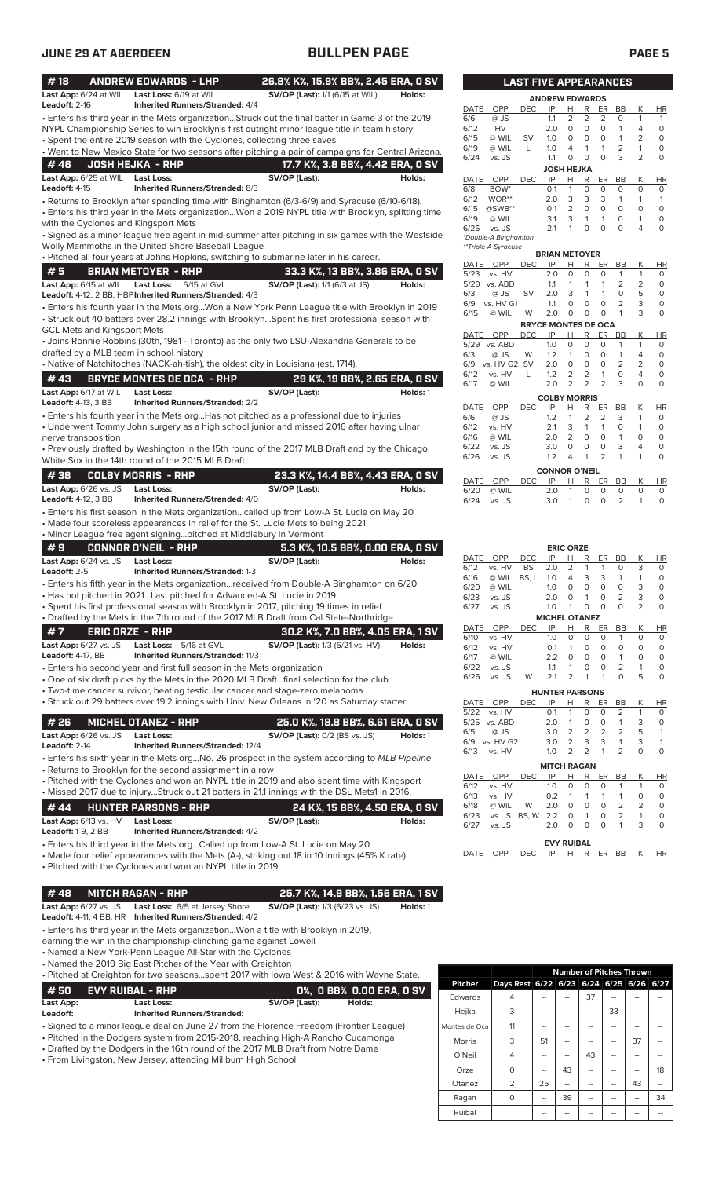## BULLPEN PAGE

### #18 ANDREW EDWARDS - LHP — 26.8% K%, 15.9% BB%, 2.45 ERA, 0 SV

**Last App:** 6/24 at WIL **Last Loss:** 6/19 at WIL **SV/OP (Last):** 1/1 (6/15 at WIL) **Holds:**
**Leadoff:** 2-16 **Inherited Runners/Stranded:** 4/4

- Enters his third year in the Mets organization...Struck out the final batter in Game 3 of the 2019 NYPL Championship Series to win Brooklyn's first outright minor league title in team history
- Spent the entire 2019 season with the Cyclones, collecting three saves
- Went to New Mexico State for two seasons after pitching a pair of campaigns for Central Arizona.

### #46 JOSH HEJKA - RHP — 17.7 K%, 3.8 BB%, 4.42 ERA, 0 SV

**Last App:** 6/25 at WIL **Last Loss:** **SV/OP (Last):** **Holds:**
**Leadoff:** 4-15 **Inherited Runners/Stranded:** 8/3

- Returns to Brooklyn after spending time with Binghamton (6/3-6/9) and Syracuse (6/10-6/18).
- Enters his third year in the Mets organization...Won a 2019 NYPL title with Brooklyn, splitting time with the Cyclones and Kingsport Mets
- Signed as a minor league free agent in mid-summer after pitching in six games with the Westside Wolly Mammoths in the United Shore Baseball League
- Pitched all four years at Johns Hopkins, switching to submarine later in his career.

### #5 BRIAN METOYER - RHP — 33.3 K%, 13 BB%, 3.86 ERA, 0 SV

**Last App:** 6/15 at WIL **Last Loss:** 5/15 at GVL **SV/OP (Last):** 1/1 (6/3 at JS) **Holds:**
**Leadoff:** 4-12, 2 BB, HBP **Inherited Runners/Stranded:** 4/3

- Enters his fourth year in the Mets org...Won a New York Penn League title with Brooklyn in 2019
- Struck out 40 batters over 28.2 innings with Brooklyn...Spent his first professional season with GCL Mets and Kingsport Mets
- Joins Ronnie Robbins (30th, 1981 - Toronto) as the only two LSU-Alexandria Generals to be drafted by a MLB team in school history
- Native of Natchitoches (NACK-ah-tish), the oldest city in Louisiana (est. 1714).

### #43 BRYCE MONTES DE OCA - RHP — 29 K%, 19 BB%, 2.65 ERA, 0 SV

**Last App:** 6/17 at WIL **Last Loss:** **SV/OP (Last):** **Holds:** 1
**Leadoff:** 4-13, 3 BB **Inherited Runners/Stranded:** 2/2

- Enters his fourth year in the Mets org...Has not pitched as a professional due to injuries
- Underwent Tommy John surgery as a high school junior and missed 2016 after having ulnar nerve transposition
- Previously drafted by Washington in the 15th round of the 2017 MLB Draft and by the Chicago White Sox in the 14th round of the 2015 MLB Draft.

### #38 COLBY MORRIS - RHP — 23.3 K%, 14.4 BB%, 4.43 ERA, 0 SV

**Last App:** 6/26 vs. JS **Last Loss:** **SV/OP (Last):** **Holds:**
**Leadoff:** 4-12, 3 BB **Inherited Runners/Stranded:** 4/0

- Enters his first season in the Mets organization...called up from Low-A St. Lucie on May 20
- Made four scoreless appearances in relief for the St. Lucie Mets to being 2021
- Minor League free agent signing...pitched at Middlebury in Vermont

### #9 CONNOR O'NEIL - RHP — 5.3 K%, 10.5 BB%, 0.00 ERA, 0 SV

**Last App:** 6/24 vs. JS **Last Loss:** **SV/OP (Last):** **Holds:**
**Leadoff:** 2-5 **Inherited Runners/Stranded:** 1-3

- Enters his fifth year in the Mets organization...received from Double-A Binghamton on 6/20
- Has not pitched in 2021...Last pitched for Advanced-A St. Lucie in 2019
- Spent his first professional season with Brooklyn in 2017, pitching 19 times in relief
- Drafted by the Mets in the 7th round of the 2017 MLB Draft from Cal State-Northridge

### #7 ERIC ORZE - RHP — 30.2 K%, 7.0 BB%, 4.05 ERA, 1 SV

**Last App:** 6/27 vs. JS **Last Loss:** 5/16 at GVL **SV/OP (Last):** 1/3 (5/21 vs. HV) **Holds:**
**Leadoff:** 4-17, BB **Inherited Runners/Stranded:** 11/3

- Enters his second year and first full season in the Mets organization
- One of six draft picks by the Mets in the 2020 MLB Draft...final selection for the club
- Two-time cancer survivor, beating testicular cancer and stage-zero melanoma
- Struck out 29 batters over 19.2 innings with Univ. New Orleans in '20 as Saturday starter.

### #26 MICHEL OTANEZ - RHP — 25.0 K%, 18.8 BB%, 6.61 ERA, 0 SV

**Last App:** 6/26 vs. JS **Last Loss:** **SV/OP (Last):** 0/2 (BS vs. JS) **Holds:** 1
**Leadoff:** 2-14 **Inherited Runners/Stranded:** 12/4

- Enters his sixth year in the Mets org...No. 26 prospect in the system according to *MLB Pipeline*
- Returns to Brooklyn for the second assignment in a row
- Pitched with the Cyclones and won an NYPL title in 2019 and also spent time with Kingsport
- Missed 2017 due to injury...Struck out 21 batters in 21.1 innings with the DSL Mets1 in 2016.

### #44 HUNTER PARSONS - RHP — 24 K%, 15 BB%, 4.50 ERA, 0 SV

**Last App:** 6/13 vs. HV **Last Loss:** **SV/OP (Last):** **Holds:**
**Leadoff:** 1-9, 2 BB **Inherited Runners/Stranded:** 4/2

- Enters his third year in the Mets org...Called up from Low-A St. Lucie on May 20
- Made four relief appearances with the Mets (A-), striking out 18 in 10 innings (45% K rate).
- Pitched with the Cyclones and won an NYPL title in 2019

### #48 MITCH RAGAN - RHP — 25.7 K%, 14.9 BB%, 1.56 ERA, 1 SV

**Last App:** 6/27 vs. JS **Last Loss:** 6/5 at Jersey Shore **SV/OP (Last):** 1/3 (6/23 vs. JS) **Holds:** 1
**Leadoff:** 4-11, 4 BB, HR **Inherited Runners/Stranded:** 4/2

- Enters his third year in the Mets organization...Won a title with Brooklyn in 2019, earning the win in the championship-clinching game against Lowell
- Named a New York-Penn League All-Star with the Cyclones
- Named the 2019 Big East Pitcher of the Year with Creighton
- Pitched at Creighton for two seasons...spent 2017 with Iowa West & 2016 with Wayne State.

### #50 EVY RUIBAL - RHP — 0%, 0 BB% 0.00 ERA, 0 SV

**Last App:** **Last Loss:** **SV/OP (Last):** **Holds:**
**Leadoff:** **Inherited Runners/Stranded:**

- Signed to a minor league deal on June 27 from the Florence Freedom (Frontier League)
- Pitched in the Dodgers system from 2015-2018, reaching High-A Rancho Cucamonga
- Drafted by the Dodgers in the 16th round of the 2017 MLB Draft from Notre Dame
- From Livingston, New Jersey, attending Millburn High School

## LAST FIVE APPEARANCES

**ANDREW EDWARDS**

| DATE | OPP | DEC | IP | H | R | ER | BB | K | HR |
|---|---|---|---|---|---|---|---|---|---|
| 6/6 | @ JS | | 1.1 | 2 | 2 | 2 | 0 | 1 | 1 |
| 6/12 | HV | | 2.0 | 0 | 0 | 0 | 1 | 4 | 0 |
| 6/15 | @ WIL | SV | 1.0 | 0 | 0 | 0 | 1 | 2 | 0 |
| 6/19 | @ WIL | L | 1.0 | 4 | 1 | 1 | 2 | 1 | 0 |
| 6/24 | vs. JS | | 1.1 | 0 | 0 | 0 | 3 | 2 | 0 |

**JOSH HEJKA**

| DATE | OPP | DEC | IP | H | R | ER | BB | K | HR |
|---|---|---|---|---|---|---|---|---|---|
| 6/8 | BOW* | | 0.1 | 1 | 0 | 0 | 0 | 0 | 0 |
| 6/12 | WOR** | | 2.0 | 3 | 3 | 3 | 1 | 1 | 1 |
| 6/15 | @SWB** | | 0.1 | 2 | 0 | 0 | 0 | 0 | 0 |
| 6/19 | @ WIL | | 3.1 | 3 | 1 | 1 | 0 | 1 | 0 |
| 6/25 | vs. JS | | 2.1 | 1 | 0 | 0 | 0 | 4 | 0 |

*Double-A Binghamton
**Triple-A Syracuse

**BRIAN METOYER**

| DATE | OPP | DEC | IP | H | R | ER | BB | K | HR |
|---|---|---|---|---|---|---|---|---|---|
| 5/23 | vs. HV | | 2.0 | 0 | 0 | 0 | 1 | 1 | 0 |
| 5/29 | vs. ABD | | 1.1 | 1 | 1 | 1 | 2 | 2 | 0 |
| 6/3 | @ JS | SV | 2.0 | 3 | 1 | 1 | 0 | 5 | 0 |
| 6/9 | vs. HV G1 | | 1.1 | 0 | 0 | 0 | 2 | 3 | 0 |
| 6/15 | @ WIL | W | 2.0 | 0 | 0 | 0 | 1 | 3 | 0 |

**BRYCE MONTES DE OCA**

| DATE | OPP | DEC | IP | H | R | ER | BB | K | HR |
|---|---|---|---|---|---|---|---|---|---|
| 5/29 | vs. ABD | | 1.0 | 0 | 0 | 0 | 1 | 1 | 0 |
| 6/3 | @ JS | W | 1.2 | 1 | 0 | 0 | 1 | 4 | 0 |
| 6/9 | vs. HV G2 | SV | 2.0 | 0 | 0 | 0 | 2 | 2 | 0 |
| 6/12 | vs. HV | L | 1.2 | 2 | 2 | 1 | 0 | 4 | 0 |
| 6/17 | @ WIL | | 2.0 | 2 | 2 | 2 | 3 | 0 | 0 |

**COLBY MORRIS**

| DATE | OPP | DEC | IP | H | R | ER | BB | K | HR |
|---|---|---|---|---|---|---|---|---|---|
| 6/6 | @ JS | | 1.2 | 1 | 2 | 2 | 3 | 1 | 0 |
| 6/12 | vs. HV | | 2.1 | 3 | 1 | 1 | 0 | 1 | 0 |
| 6/16 | @ WIL | | 2.0 | 2 | 0 | 0 | 1 | 0 | 0 |
| 6/22 | vs. JS | | 3.0 | 0 | 0 | 0 | 3 | 4 | 0 |
| 6/26 | vs. JS | | 1.2 | 4 | 1 | 2 | 1 | 1 | 0 |

**CONNOR O'NEIL**

| DATE | OPP | DEC | IP | H | R | ER | BB | K | HR |
|---|---|---|---|---|---|---|---|---|---|
| 6/20 | @ WIL | | 2.0 | 1 | 0 | 0 | 0 | 0 | 0 |
| 6/24 | vs. JS | | 3.0 | 1 | 0 | 0 | 2 | 1 | 0 |

**ERIC ORZE**

| DATE | OPP | DEC | IP | H | R | ER | BB | K | HR |
|---|---|---|---|---|---|---|---|---|---|
| 6/12 | vs. HV | BS | 2.0 | 2 | 1 | 1 | 0 | 3 | 0 |
| 6/16 | @ WIL | BS, L | 1.0 | 4 | 3 | 3 | 1 | 1 | 0 |
| 6/20 | @ WIL | | 1.0 | 0 | 0 | 0 | 0 | 3 | 0 |
| 6/23 | vs. JS | | 2.0 | 0 | 1 | 0 | 2 | 3 | 0 |
| 6/27 | vs. JS | | 1.0 | 1 | 0 | 0 | 0 | 2 | 0 |

**MICHEL OTANEZ**

| DATE | OPP | DEC | IP | H | R | ER | BB | K | HR |
|---|---|---|---|---|---|---|---|---|---|
| 6/10 | vs. HV | | 1.0 | 0 | 0 | 0 | 1 | 0 | 0 |
| 6/12 | vs. HV | | 0.1 | 1 | 0 | 0 | 0 | 0 | 0 |
| 6/17 | @ WIL | | 2.2 | 0 | 0 | 0 | 1 | 0 | 0 |
| 6/22 | vs. JS | | 1.1 | 1 | 0 | 0 | 2 | 1 | 0 |
| 6/26 | vs. JS | W | 2.1 | 2 | 1 | 1 | 0 | 5 | 0 |

**HUNTER PARSONS**

| DATE | OPP | DEC | IP | H | R | ER | BB | K | HR |
|---|---|---|---|---|---|---|---|---|---|
| 5/22 | vs. HV | | 0.1 | 1 | 0 | 0 | 2 | 1 | 0 |
| 5/25 | vs. ABD | | 2.0 | 1 | 0 | 0 | 1 | 3 | 0 |
| 6/5 | @ JS | | 3.0 | 2 | 2 | 2 | 2 | 5 | 1 |
| 6/9 | vs. HV G2 | | 3.0 | 2 | 3 | 3 | 1 | 3 | 1 |
| 6/13 | vs. HV | | 1.0 | 2 | 2 | 1 | 2 | 0 | 0 |

**MITCH RAGAN**

| DATE | OPP | DEC | IP | H | R | ER | BB | K | HR |
|---|---|---|---|---|---|---|---|---|---|
| 6/12 | vs. HV | | 1.0 | 0 | 0 | 0 | 1 | 1 | 0 |
| 6/13 | vs. HV | | 0.2 | 1 | 1 | 1 | 1 | 0 | 0 |
| 6/18 | @ WIL | W | 2.0 | 0 | 0 | 0 | 2 | 2 | 0 |
| 6/23 | vs. JS | BS, W | 2.2 | 0 | 1 | 0 | 2 | 1 | 0 |
| 6/27 | vs. JS | | 2.0 | 0 | 0 | 0 | 1 | 3 | 0 |

**EVY RUIBAL**

| DATE | OPP | DEC | IP | H | R | ER | BB | K | HR |
|---|---|---|---|---|---|---|---|---|---|

## Number of Pitches Thrown

| Pitcher | Days Rest | 6/22 | 6/23 | 6/24 | 6/25 | 6/26 | 6/27 |
|---|---|---|---|---|---|---|---|
| Edwards | 4 | -- | -- | 37 | -- | -- | -- |
| Hejka | 3 | -- | -- | -- | 33 | -- | -- |
| Montes de Oca | 11 | -- | -- | -- | -- | -- | -- |
| Morris | 3 | 51 | -- | -- | -- | 37 | -- |
| O'Neil | 4 | -- | -- | 43 | -- | -- | -- |
| Orze | 0 | -- | 43 | -- | -- | -- | 18 |
| Otanez | 2 | 25 | -- | -- | -- | 43 | -- |
| Ragan | 0 | -- | 39 | -- | -- | -- | 34 |
| Ruibal | | -- | -- | -- | -- | -- | -- |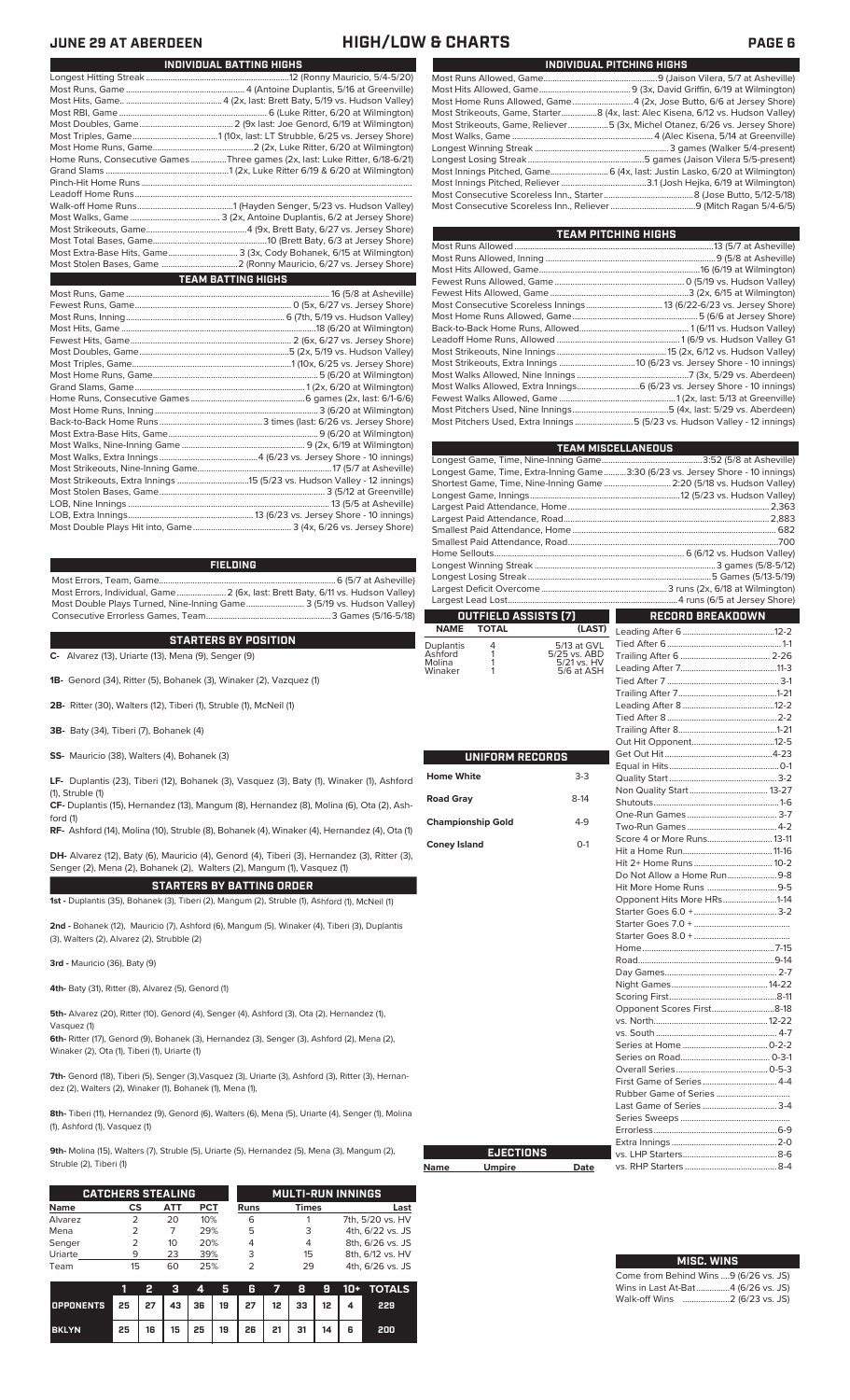# JUNE 29 AT ABERDEEN — HIGH/LOW & CHARTS

## INDIVIDUAL BATTING HIGHS

| | |
|---|---|
| Longest Hitting Streak | 12 (Ronny Mauricio, 5/4-5/20) |
| Most Runs, Game | 4 (Antoine Duplantis, 5/16 at Greenville) |
| Most Hits, Game | 4 (2x, last: Brett Baty, 5/19 vs. Hudson Valley) |
| Most RBI, Game | 6 (Luke Ritter, 6/20 at Wilmington) |
| Most Doubles, Game | 2 (9x last: Joe Genord, 6/19 at Wilmington) |
| Most Triples, Game | 1 (10x, last: LT Strubble, 6/25 vs. Jersey Shore) |
| Most Home Runs, Game | 2 (2x, Luke Ritter, 6/20 at Wilmington) |
| Home Runs, Consecutive Games | Three games (2x, last: Luke Ritter, 6/18-6/21) |
| Grand Slams | 1 (2x, Luke Ritter 6/19 & 6/20 at Wilmington) |
| Pinch-Hit Home Runs | |
| Leadoff Home Runs | |
| Walk-off Home Runs | 1 (Hayden Senger, 5/23 vs. Hudson Valley) |
| Most Walks, Game | 3 (2x, Antoine Duplantis, 6/2 at Jersey Shore) |
| Most Strikeouts, Game | 4 (9x, Brett Baty, 6/27 vs. Jersey Shore) |
| Most Total Bases, Game | 10 (Brett Baty, 6/3 at Jersey Shore) |
| Most Extra-Base Hits, Game | 3 (3x, Cody Bohanek, 6/15 at Wilmington) |
| Most Stolen Bases, Game | 2 (Ronny Mauricio, 6/27 vs. Jersey Shore) |

## TEAM BATTING HIGHS

| | |
|---|---|
| Most Runs, Game | 16 (5/8 at Asheville) |
| Fewest Runs, Game | 0 (5x, 6/27 vs. Jersey Shore) |
| Most Runs, Inning | 6 (7th, 5/19 vs. Hudson Valley) |
| Most Hits, Game | 18 (6/20 at Wilmington) |
| Fewest Hits, Game | 2 (6x, 6/27 vs. Jersey Shore) |
| Most Doubles, Game | 5 (2x, 5/19 vs. Hudson Valley) |
| Most Triples, Game | 1 (10x, 6/25 vs. Jersey Shore) |
| Most Home Runs, Game | 5 (6/20 at Wilmington) |
| Grand Slams, Game | 1 (2x, 6/20 at Wilmington) |
| Home Runs, Consecutive Games | 6 games (2x, last: 6/1-6/6) |
| Most Home Runs, Inning | 3 (6/20 at Wilmington) |
| Back-to-Back Home Runs | 3 times (last: 6/26 vs. Jersey Shore) |
| Most Extra-Base Hits, Game | 9 (6/20 at Wilmington) |
| Most Walks, Nine-Inning Game | 9 (2x, 6/19 at Wilmington) |
| Most Walks, Extra Innings | 4 (6/23 vs. Jersey Shore - 10 innings) |
| Most Strikeouts, Nine-Inning Game | 17 (5/7 at Asheville) |
| Most Strikeouts, Extra Innings | 15 (5/23 vs. Hudson Valley - 12 innings) |
| Most Stolen Bases, Game | 3 (5/12 at Greenville) |
| LOB, Nine Innings | 13 (5/5 at Asheville) |
| LOB, Extra Innings | 13 (6/23 vs. Jersey Shore - 10 innings) |
| Most Double Plays Hit into, Game | 3 (4x, 6/26 vs. Jersey Shore) |

## FIELDING

| | |
|---|---|
| Most Errors, Team, Game | 6 (5/7 at Asheville) |
| Most Errors, Individual, Game | 2 (6x, last: Brett Baty, 6/11 vs. Hudson Valley) |
| Most Double Plays Turned, Nine-Inning Game | 3 (5/19 vs. Hudson Valley) |
| Consecutive Errorless Games, Team | 3 Games (5/16-5/18) |

## STARTERS BY POSITION

**C-** Alvarez (13), Uriarte (13), Mena (9), Senger (9)

**1B-** Genord (34), Ritter (5), Bohanek (3), Winaker (2), Vazquez (1)

**2B-** Ritter (30), Walters (12), Tiberi (1), Struble (1), McNeil (1)

**3B-** Baty (34), Tiberi (7), Bohanek (4)

**SS-** Mauricio (38), Walters (4), Bohanek (3)

**LF-** Duplantis (23), Tiberi (12), Bohanek (3), Vasquez (3), Baty (1), Winaker (1), Ashford (1), Struble (1)

**CF-** Duplantis (15), Hernandez (13), Mangum (8), Hernandez (8), Molina (6), Ota (2), Ashford (1)

**RF-** Ashford (14), Molina (10), Struble (8), Bohanek (4), Winaker (4), Hernandez (4), Ota (1)

**DH-** Alvarez (12), Baty (6), Mauricio (4), Genord (4), Tiberi (3), Hernandez (3), Ritter (3), Senger (2), Mena (2), Bohanek (2), Walters (2), Mangum (1), Vasquez (1)

## STARTERS BY BATTING ORDER

**1st -** Duplantis (35), Bohanek (3), Tiberi (2), Mangum (2), Struble (1), Ashford (1), McNeil (1)

**2nd -** Bohanek (12), Mauricio (7), Ashford (6), Mangum (5), Winaker (4), Tiberi (3), Duplantis (3), Walters (2), Alvarez (2), Struble (2)

**3rd -** Mauricio (36), Baty (9)

**4th-** Baty (31), Ritter (8), Alvarez (5), Genord (1)

**5th-** Alvarez (20), Ritter (10), Genord (4), Senger (4), Ashford (3), Ota (2), Hernandez (1), Vasquez (1)

**6th-** Ritter (17), Genord (9), Bohanek (3), Hernandez (3), Senger (3), Ashford (2), Mena (2), Winaker (2), Ota (1), Tiberi (1), Uriarte (1)

**7th-** Genord (18), Tiberi (5), Senger (3),Vasquez (3), Uriarte (3), Ashford (3), Ritter (3), Hernandez (2), Walters (2), Winaker (1), Bohanek (1), Mena (1),

**8th-** Tiberi (11), Hernandez (9), Genord (6), Walters (6), Mena (5), Uriarte (4), Senger (1), Molina (1), Ashford (1), Vasquez (1)

**9th-** Molina (15), Walters (7), Struble (5), Uriarte (5), Hernandez (5), Mena (3), Mangum (2), Struble (2), Tiberi (1)

## CATCHERS STEALING

| Name | CS | ATT | PCT |
|---|---|---|---|
| Alvarez | 2 | 20 | 10% |
| Mena | 2 | 7 | 29% |
| Senger | 2 | 10 | 20% |
| Uriarte | 9 | 23 | 39% |
| Team | 15 | 60 | 25% |

## MULTI-RUN INNINGS

| Runs | Times | Last |
|---|---|---|
| 6 | 1 | 7th, 5/20 vs. HV |
| 5 | 3 | 4th, 6/22 vs. JS |
| 4 | 4 | 8th, 6/26 vs. JS |
| 3 | 15 | 8th, 6/12 vs. HV |
| 2 | 29 | 4th, 6/26 vs. JS |

| | 1 | 2 | 3 | 4 | 5 | 6 | 7 | 8 | 9 | 10+ | TOTALS |
|---|---|---|---|---|---|---|---|---|---|---|---|
| OPPONENTS | 25 | 27 | 43 | 36 | 19 | 27 | 12 | 33 | 12 | 4 | 229 |
| BKLYN | 25 | 16 | 15 | 25 | 19 | 26 | 21 | 31 | 14 | 6 | 200 |

## INDIVIDUAL PITCHING HIGHS

| | |
|---|---|
| Most Runs Allowed, Game | 9 (Jaison Vilera, 5/7 at Asheville) |
| Most Hits Allowed, Game | 9 (3x, David Griffin, 6/19 at Wilmington) |
| Most Home Runs Allowed, Game | 4 (2x, Jose Butto, 6/6 at Jersey Shore) |
| Most Strikeouts, Game, Starter | 8 (4x, last: Alec Kisena, 6/12 vs. Hudson Valley) |
| Most Strikeouts, Game, Reliever | 5 (3x, Michel Otanez, 6/26 vs. Jersey Shore) |
| Most Walks, Game | 4 (Alec Kisena, 5/14 at Greenville) |
| Longest Winning Streak | 3 games (Walker 5/4-present) |
| Longest Losing Streak | 5 games (Jaison Vilera 5/5-present) |
| Most Innings Pitched, Game | 6 (4x, last: Justin Lasko, 6/20 at Wilmington) |
| Most Innings Pitched, Reliever | 3.1 (Josh Hejka, 6/19 at Wilmington) |
| Most Consecutive Scoreless Inn., Starter | 8 (Jose Butto, 5/12-5/18) |
| Most Consecutive Scoreless Inn., Reliever | 9 (Mitch Ragan 5/4-6/5) |

## TEAM PITCHING HIGHS

| | |
|---|---|
| Most Runs Allowed | 13 (5/7 at Asheville) |
| Most Runs Allowed, Inning | 9 (5/8 at Asheville) |
| Most Hits Allowed, Game | 16 (6/19 at Wilmington) |
| Fewest Runs Allowed, Game | 0 (5/19 vs. Hudson Valley) |
| Fewest Hits Allowed, Game | 3 (2x, 6/15 at Wilmington) |
| Most Consecutive Scoreless Innings | 13 (6/22-6/23 vs. Jersey Shore) |
| Most Home Runs Allowed, Game | 5 (6/6 at Jersey Shore) |
| Back-to-Back Home Runs, Allowed | 1 (6/11 vs. Hudson Valley) |
| Leadoff Home Runs, Allowed | 1 (6/9 vs. Hudson Valley G1 |
| Most Strikeouts, Nine Innings | 15 (2x, 6/12 vs. Hudson Valley) |
| Most Strikeouts, Extra Innings | 10 (6/23 vs. Jersey Shore - 10 innings) |
| Most Walks Allowed, Nine Innings | 7 (3x, 5/29 vs. Aberdeen) |
| Most Walks Allowed, Extra Innings | 6 (6/23 vs. Jersey Shore - 10 innings) |
| Fewest Walks Allowed, Game | 1 (2x, last: 5/13 at Greenville) |
| Most Pitchers Used, Nine Innings | 5 (4x, last: 5/29 vs. Aberdeen) |
| Most Pitchers Used, Extra Innings | 5 (5/23 vs. Hudson Valley - 12 innings) |

## TEAM MISCELLANEOUS

| | |
|---|---|
| Longest Game, Time, Nine-Inning Game | 3:52 (5/8 at Asheville) |
| Longest Game, Time, Extra-Inning Game | 3:30 (6/23 vs. Jersey Shore - 10 innings) |
| Shortest Game, Time, Nine-Inning Game | 2:20 (5/18 vs. Hudson Valley) |
| Longest Game, Innings | 12 (5/23 vs. Hudson Valley) |
| Largest Paid Attendance, Home | 2,363 |
| Largest Paid Attendance, Road | 2,883 |
| Smallest Paid Attendance, Home | 682 |
| Smallest Paid Attendance, Road | 700 |
| Home Sellouts | 6 (6/12 vs. Hudson Valley) |
| Longest Winning Streak | 3 games (5/8-5/12) |
| Longest Losing Streak | 5 Games (5/13-5/19) |
| Largest Deficit Overcome | 3 runs (2x, 6/18 at Wilmington) |
| Largest Lead Lost | 4 runs (6/5 at Jersey Shore) |

## OUTFIELD ASSISTS (7)

| NAME | TOTAL | (LAST) |
|---|---|---|
| Duplantis | 4 | 5/13 at GVL |
| Ashford | 1 | 5/25 vs. ABD |
| Molina | 1 | 5/21 vs. HV |
| Winaker | 1 | 5/6 at ASH |

## UNIFORM RECORDS

| | |
|---|---|
| Home White | 3-3 |
| Road Gray | 8-14 |
| Championship Gold | 4-9 |
| Coney Island | 0-1 |

## EJECTIONS

| Name | Umpire | Date |
|---|---|---|

## RECORD BREAKDOWN

| | |
|---|---|
| Leading After 6 | 12-2 |
| Tied After 6 | 1-1 |
| Trailing After 6 | 2-26 |
| Leading After 7 | 11-3 |
| Tied After 7 | 3-1 |
| Trailing After 7 | 1-21 |
| Leading After 8 | 12-2 |
| Tied After 8 | 2-2 |
| Trailing After 8 | 1-21 |
| Out Hit Opponent | 12-5 |
| Get Out Hit | 4-23 |
| Equal in Hits | 0-1 |
| Quality Start | 3-2 |
| Non Quality Start | 13-27 |
| Shutouts | 1-6 |
| One-Run Games | 3-7 |
| Two-Run Games | 4-2 |
| Score 4 or More Runs | 13-11 |
| Hit a Home Run | 11-16 |
| Hit 2+ Home Runs | 10-2 |
| Do Not Allow a Home Run | 9-8 |
| Hit More Home Runs | 9-5 |
| Opponent Hits More HRs | 1-14 |
| Starter Goes 6.0 + | 3-2 |
| Starter Goes 7.0 + | |
| Starter Goes 8.0 + | |
| Home | 7-15 |
| Road | 9-14 |
| Day Games | 2-7 |
| Night Games | 14-22 |
| Scoring First | 8-11 |
| Opponent Scores First | 8-18 |
| vs. North | 12-22 |
| vs. South | 4-7 |
| Series at Home | 0-2-2 |
| Series on Road | 0-3-1 |
| Overall Series | 0-5-3 |
| First Game of Series | 4-4 |
| Rubber Game of Series | |
| Last Game of Series | 3-4 |
| Series Sweeps | |
| Errorless | 6-9 |
| Extra Innings | 2-0 |
| vs. LHP Starters | 8-6 |
| vs. RHP Starters | 8-4 |

## MISC. WINS

| | |
|---|---|
| Come from Behind Wins | 9 (6/26 vs. JS) |
| Wins in Last At-Bat | 4 (6/26 vs. JS) |
| Walk-off Wins | 2 (6/23 vs. JS) |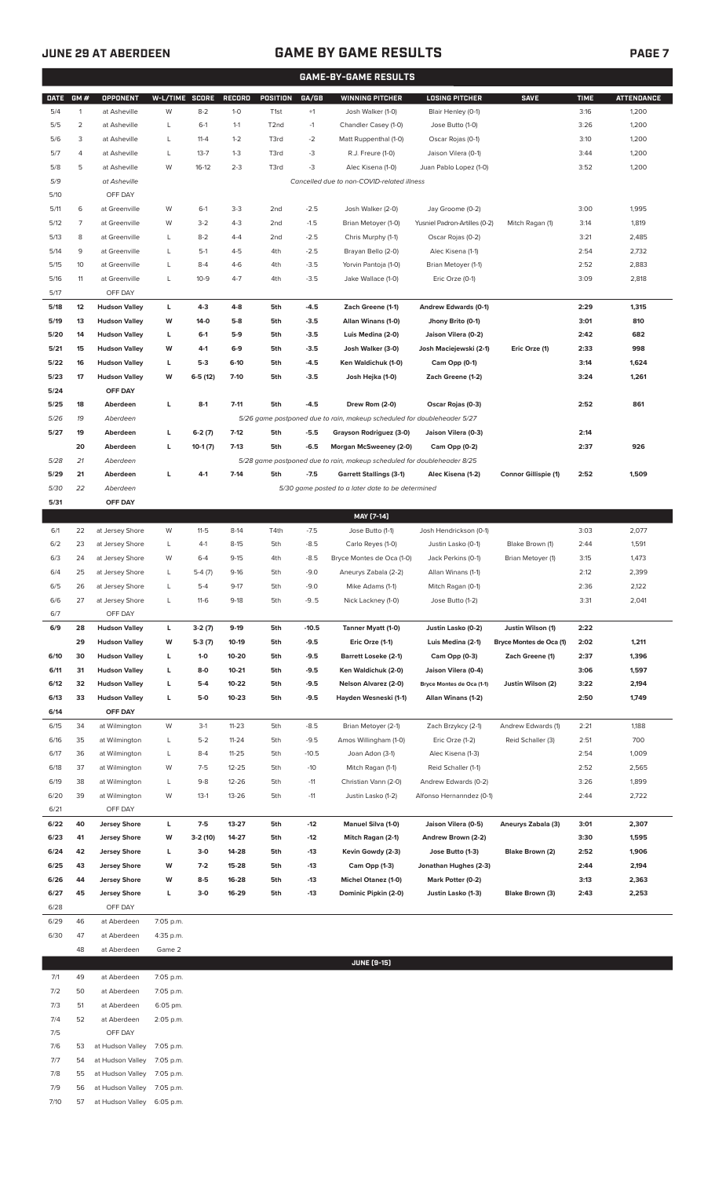## JUNE 29 AT ABERDEEN

# GAME BY GAME RESULTS

### GAME-BY-GAME RESULTS

| DATE | GM # | OPPONENT | W-L/TIME | SCORE | RECORD | POSITION | GA/GB | WINNING PITCHER | LOSING PITCHER | SAVE | TIME | ATTENDANCE |
|---|---|---|---|---|---|---|---|---|---|---|---|---|
| 5/4 | 1 | at Asheville | W | 8-2 | 1-0 | T1st | +1 | Josh Walker (1-0) | Blair Henley (0-1) | | 3:16 | 1,200 |
| 5/5 | 2 | at Asheville | L | 6-1 | 1-1 | T2nd | -1 | Chandler Casey (1-0) | Jose Butto (1-0) | | 3:26 | 1,200 |
| 5/6 | 3 | at Asheville | L | 11-4 | 1-2 | T3rd | -2 | Matt Ruppenthal (1-0) | Oscar Rojas (0-1) | | 3:10 | 1,200 |
| 5/7 | 4 | at Asheville | L | 13-7 | 1-3 | T3rd | -3 | R.J. Freure (1-0) | Jaison Vilera (0-1) | | 3:44 | 1,200 |
| 5/8 | 5 | at Asheville | W | 16-12 | 2-3 | T3rd | -3 | Alec Kisena (1-0) | Juan Pablo Lopez (1-0) | | 3:52 | 1,200 |
| 5/9 | | *at Asheville* | | | | | | *Cancelled due to non-COVID-related illness* | | | | |
| 5/10 | | OFF DAY | | | | | | | | | | |
| 5/11 | 6 | at Greenville | W | 6-1 | 3-3 | 2nd | -2.5 | Josh Walker (2-0) | Jay Groome (0-2) | | 3:00 | 1,995 |
| 5/12 | 7 | at Greenville | W | 3-2 | 4-3 | 2nd | -1.5 | Brian Metoyer (1-0) | Yusniel Padron-Artilles (0-2) | Mitch Ragan (1) | 3:14 | 1,819 |
| 5/13 | 8 | at Greenville | L | 8-2 | 4-4 | 2nd | -2.5 | Chris Murphy (1-1) | Oscar Rojas (0-2) | | 3:21 | 2,485 |
| 5/14 | 9 | at Greenville | L | 5-1 | 4-5 | 4th | -2.5 | Brayan Bello (2-0) | Alec Kisena (1-1) | | 2:54 | 2,732 |
| 5/15 | 10 | at Greenville | L | 8-4 | 4-6 | 4th | -3.5 | Yorvin Pantoja (1-0) | Brian Metoyer (1-1) | | 2:52 | 2,883 |
| 5/16 | 11 | at Greenville | L | 10-9 | 4-7 | 4th | -3.5 | Jake Wallace (1-0) | Eric Orze (0-1) | | 3:09 | 2,818 |
| 5/17 | | OFF DAY | | | | | | | | | | |
| **5/18** | **12** | **Hudson Valley** | **L** | **4-3** | **4-8** | **5th** | **-4.5** | **Zach Greene (1-1)** | **Andrew Edwards (0-1)** | | **2:29** | **1,315** |
| **5/19** | **13** | **Hudson Valley** | **W** | **14-0** | **5-8** | **5th** | **-3.5** | **Allan Winans (1-0)** | **Jhony Brito (0-1)** | | **3:01** | **810** |
| **5/20** | **14** | **Hudson Valley** | **L** | **6-1** | **5-9** | **5th** | **-3.5** | **Luis Medina (2-0)** | **Jaison Vilera (0-2)** | | **2:42** | **682** |
| **5/21** | **15** | **Hudson Valley** | **W** | **4-1** | **6-9** | **5th** | **-3.5** | **Josh Walker (3-0)** | **Josh Maciejewski (2-1)** | **Eric Orze (1)** | **2:33** | **998** |
| **5/22** | **16** | **Hudson Valley** | **L** | **5-3** | **6-10** | **5th** | **-4.5** | **Ken Waldichuk (1-0)** | **Cam Opp (0-1)** | | **3:14** | **1,624** |
| **5/23** | **17** | **Hudson Valley** | **W** | **6-5 (12)** | **7-10** | **5th** | **-3.5** | **Josh Hejka (1-0)** | **Zach Greene (1-2)** | | **3:24** | **1,261** |
| **5/24** | | **OFF DAY** | | | | | | | | | | |
| **5/25** | **18** | **Aberdeen** | **L** | **8-1** | **7-11** | **5th** | **-4.5** | **Drew Rom (2-0)** | **Oscar Rojas (0-3)** | | **2:52** | **861** |
| *5/26* | *19* | *Aberdeen* | | | | | | *5/26 game postponed due to rain, makeup scheduled for doubleheader 5/27* | | | | |
| **5/27** | **19** | **Aberdeen** | **L** | **6-2 (7)** | **7-12** | **5th** | **-5.5** | **Grayson Rodriguez (3-0)** | **Jaison Vilera (0-3)** | | **2:14** | |
| | **20** | **Aberdeen** | **L** | **10-1 (7)** | **7-13** | **5th** | **-6.5** | **Morgan McSweeney (2-0)** | **Cam Opp (0-2)** | | **2:37** | **926** |
| *5/28* | *21* | *Aberdeen* | | | | | | *5/28 game postponed due to rain, makeup scheduled for doubleheader 8/25* | | | | |
| **5/29** | **21** | **Aberdeen** | **L** | **4-1** | **7-14** | **5th** | **-7.5** | **Garrett Stallings (3-1)** | **Alec Kisena (1-2)** | **Connor Gillispie (1)** | **2:52** | **1,509** |
| *5/30* | *22* | *Aberdeen* | | | | | | *5/30 game posted to a later date to be determined* | | | | |
| **5/31** | | **OFF DAY** | | | | | | | | | | |
| | | | | | | | | **MAY [7-14]** | | | | |
| 6/1 | 22 | at Jersey Shore | W | 11-5 | 8-14 | T4th | -7.5 | Jose Butto (1-1) | Josh Hendrickson (0-1) | | 3:03 | 2,077 |
| 6/2 | 23 | at Jersey Shore | L | 4-1 | 8-15 | 5th | -8.5 | Carlo Reyes (1-0) | Justin Lasko (0-1) | Blake Brown (1) | 2:44 | 1,591 |
| 6/3 | 24 | at Jersey Shore | W | 6-4 | 9-15 | 4th | -8.5 | Bryce Montes de Oca (1-0) | Jack Perkins (0-1) | Brian Metoyer (1) | 3:15 | 1,473 |
| 6/4 | 25 | at Jersey Shore | L | 5-4 (7) | 9-16 | 5th | -9.0 | Aneurys Zabala (2-2) | Allan Winans (1-1) | | 2:12 | 2,399 |
| 6/5 | 26 | at Jersey Shore | L | 5-4 | 9-17 | 5th | -9.0 | Mike Adams (1-1) | Mitch Ragan (0-1) | | 2:36 | 2,122 |
| 6/6 | 27 | at Jersey Shore | L | 11-6 | 9-18 | 5th | -9..5 | Nick Lackney (1-0) | Jose Butto (1-2) | | 3:31 | 2,041 |
| 6/7 | | OFF DAY | | | | | | | | | | |
| **6/9** | **28** | **Hudson Valley** | **L** | **3-2 (7)** | **9-19** | **5th** | **-10.5** | **Tanner Myatt (1-0)** | **Justin Lasko (0-2)** | **Justin Wilson (1)** | **2:22** | |
| | **29** | **Hudson Valley** | **W** | **5-3 (7)** | **10-19** | **5th** | **-9.5** | **Eric Orze (1-1)** | **Luis Medina (2-1)** | **Bryce Montes de Oca (1)** | **2:02** | **1,211** |
| **6/10** | **30** | **Hudson Valley** | **L** | **1-0** | **10-20** | **5th** | **-9.5** | **Barrett Loseke (2-1)** | **Cam Opp (0-3)** | **Zach Greene (1)** | **2:37** | **1,396** |
| **6/11** | **31** | **Hudson Valley** | **L** | **8-0** | **10-21** | **5th** | **-9.5** | **Ken Waldichuk (2-0)** | **Jaison Vilera (0-4)** | | **3:06** | **1,597** |
| **6/12** | **32** | **Hudson Valley** | **L** | **5-4** | **10-22** | **5th** | **-9.5** | **Nelson Alvarez (2-0)** | **Bryce Montes de Oca (1-1)** | **Justin Wilson (2)** | **3:22** | **2,194** |
| **6/13** | **33** | **Hudson Valley** | **L** | **5-0** | **10-23** | **5th** | **-9.5** | **Hayden Wesneski (1-1)** | **Allan Winans (1-2)** | | **2:50** | **1,749** |
| **6/14** | | **OFF DAY** | | | | | | | | | | |
| 6/15 | 34 | at Wilmington | W | 3-1 | 11-23 | 5th | -8.5 | Brian Metoyer (2-1) | Cash Brzykcy (2-1) | Andrew Edwards (1) | 2:21 | 1,188 |
| 6/16 | 35 | at Wilmington | L | 5-2 | 11-24 | 5th | -9.5 | Amos Willingham (1-0) | Eric Orze (1-2) | Reid Schaller (3) | 2:51 | 700 |
| 6/17 | 36 | at Wilmington | L | 8-4 | 11-25 | 5th | -10.5 | Joan Adon (3-1) | Alec Kisena (1-3) | | 2:54 | 1,009 |
| 6/18 | 37 | at Wilmington | W | 7-5 | 12-25 | 5th | -10 | Mitch Ragan (1-1) | Reid Schaller (1-1) | | 2:52 | 2,565 |
| 6/19 | 38 | at Wilmington | L | 9-8 | 12-26 | 5th | -11 | Christian Vann (2-0) | Andrew Edwards (0-2) | | 3:26 | 1,899 |
| 6/20 | 39 | at Wilmington | W | 13-1 | 13-26 | 5th | -11 | Justin Lasko (1-2) | Alfonso Hernanndez (0-1) | | 2:44 | 2,722 |
| 6/21 | | OFF DAY | | | | | | | | | | |
| **6/22** | **40** | **Jersey Shore** | **L** | **7-5** | **13-27** | **5th** | **-12** | **Manuel Silva (1-0)** | **Jaison Vilera (0-5)** | **Aneurys Zabala (3)** | **3:01** | **2,307** |
| **6/23** | **41** | **Jersey Shore** | **W** | **3-2 (10)** | **14-27** | **5th** | **-12** | **Mitch Ragan (2-1)** | **Andrew Brown (2-2)** | | **3:30** | **1,595** |
| **6/24** | **42** | **Jersey Shore** | **L** | **3-0** | **14-28** | **5th** | **-13** | **Kevin Gowdy (2-3)** | **Jose Butto (1-3)** | **Blake Brown (2)** | **2:52** | **1,906** |
| **6/25** | **43** | **Jersey Shore** | **W** | **7-2** | **15-28** | **5th** | **-13** | **Cam Opp (1-3)** | **Jonathan Hughes (2-3)** | | **2:44** | **2,194** |
| **6/26** | **44** | **Jersey Shore** | **W** | **8-5** | **16-28** | **5th** | **-13** | **Michel Otanez (1-0)** | **Mark Potter (0-2)** | | **3:13** | **2,363** |
| **6/27** | **45** | **Jersey Shore** | **L** | **3-0** | **16-29** | **5th** | **-13** | **Dominic Pipkin (2-0)** | **Justin Lasko (1-3)** | **Blake Brown (3)** | **2:43** | **2,253** |
| 6/28 | | OFF DAY | | | | | | | | | | |
| 6/29 | 46 | at Aberdeen | 7:05 p.m. | | | | | | | | | |
| 6/30 | 47 | at Aberdeen | 4:35 p.m. | | | | | | | | | |
| | 48 | at Aberdeen | Game 2 | | | | | | | | | |
| | | | | | | | | **JUNE [9-15]** | | | | |
| 7/1 | 49 | at Aberdeen | 7:05 p.m. | | | | | | | | | |
| 7/2 | 50 | at Aberdeen | 7:05 p.m. | | | | | | | | | |
| 7/3 | 51 | at Aberdeen | 6:05 pm. | | | | | | | | | |
| 7/4 | 52 | at Aberdeen | 2:05 p.m. | | | | | | | | | |
| 7/5 | | OFF DAY | | | | | | | | | | |
| 7/6 | 53 | at Hudson Valley | 7:05 p.m. | | | | | | | | | |
| 7/7 | 54 | at Hudson Valley | 7:05 p.m. | | | | | | | | | |
| 7/8 | 55 | at Hudson Valley | 7:05 p.m. | | | | | | | | | |
| 7/9 | 56 | at Hudson Valley | 7:05 p.m. | | | | | | | | | |
| 7/10 | 57 | at Hudson Valley | 6:05 p.m. | | | | | | | | | |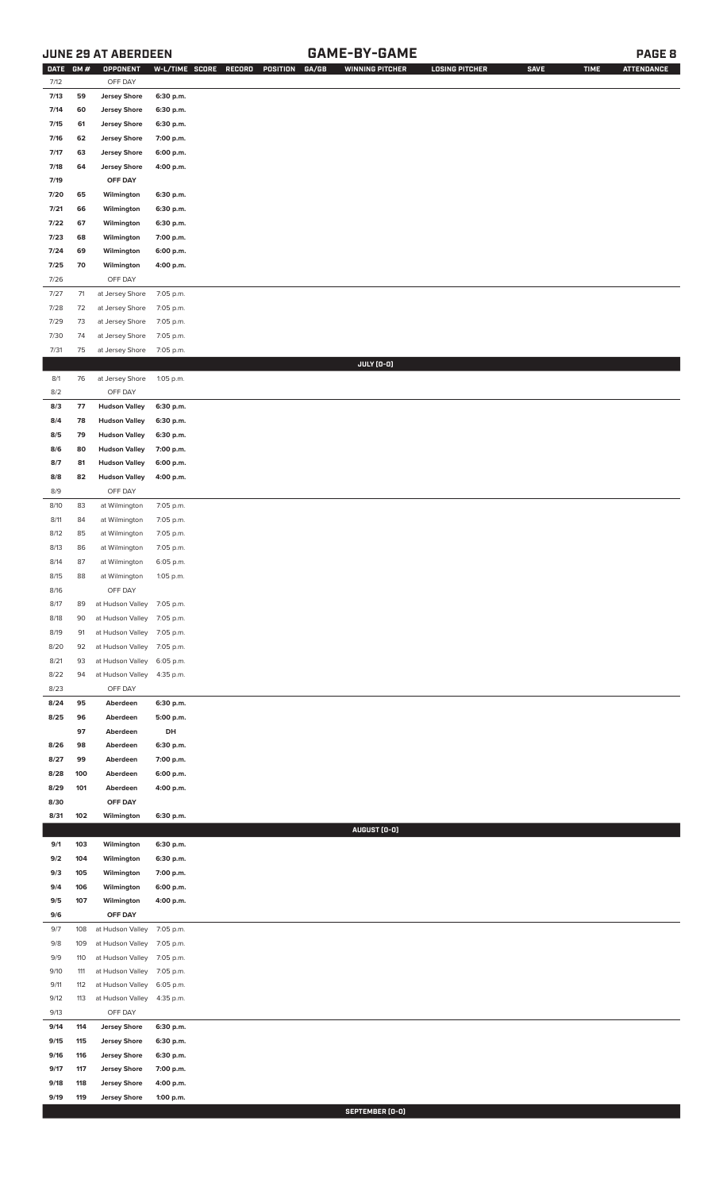## JUNE 29 AT ABERDEEN

## GAME-BY-GAME

| DATE | GM # | OPPONENT | W-L/TIME | SCORE | RECORD | POSITION | GA/GB | WINNING PITCHER | LOSING PITCHER | SAVE | TIME | ATTENDANCE |
|---|---|---|---|---|---|---|---|---|---|---|---|---|
| 7/12 | | OFF DAY | | | | | | | | | | |
| 7/13 | 59 | Jersey Shore | 6:30 p.m. | | | | | | | | | |
| 7/14 | 60 | Jersey Shore | 6:30 p.m. | | | | | | | | | |
| 7/15 | 61 | Jersey Shore | 6:30 p.m. | | | | | | | | | |
| 7/16 | 62 | Jersey Shore | 7:00 p.m. | | | | | | | | | |
| 7/17 | 63 | Jersey Shore | 6:00 p.m. | | | | | | | | | |
| 7/18 | 64 | Jersey Shore | 4:00 p.m. | | | | | | | | | |
| 7/19 | | OFF DAY | | | | | | | | | | |
| 7/20 | 65 | Wilmington | 6:30 p.m. | | | | | | | | | |
| 7/21 | 66 | Wilmington | 6:30 p.m. | | | | | | | | | |
| 7/22 | 67 | Wilmington | 6:30 p.m. | | | | | | | | | |
| 7/23 | 68 | Wilmington | 7:00 p.m. | | | | | | | | | |
| 7/24 | 69 | Wilmington | 6:00 p.m. | | | | | | | | | |
| 7/25 | 70 | Wilmington | 4:00 p.m. | | | | | | | | | |
| 7/26 | | OFF DAY | | | | | | | | | | |
| 7/27 | 71 | at Jersey Shore | 7:05 p.m. | | | | | | | | | |
| 7/28 | 72 | at Jersey Shore | 7:05 p.m. | | | | | | | | | |
| 7/29 | 73 | at Jersey Shore | 7:05 p.m. | | | | | | | | | |
| 7/30 | 74 | at Jersey Shore | 7:05 p.m. | | | | | | | | | |
| 7/31 | 75 | at Jersey Shore | 7:05 p.m. | | | | | | | | | |
| | | | | | | | | JULY (0-0) | | | | |
| 8/1 | 76 | at Jersey Shore | 1:05 p.m. | | | | | | | | | |
| 8/2 | | OFF DAY | | | | | | | | | | |
| 8/3 | 77 | Hudson Valley | 6:30 p.m. | | | | | | | | | |
| 8/4 | 78 | Hudson Valley | 6:30 p.m. | | | | | | | | | |
| 8/5 | 79 | Hudson Valley | 6:30 p.m. | | | | | | | | | |
| 8/6 | 80 | Hudson Valley | 7:00 p.m. | | | | | | | | | |
| 8/7 | 81 | Hudson Valley | 6:00 p.m. | | | | | | | | | |
| 8/8 | 82 | Hudson Valley | 4:00 p.m. | | | | | | | | | |
| 8/9 | | OFF DAY | | | | | | | | | | |
| 8/10 | 83 | at Wilmington | 7:05 p.m. | | | | | | | | | |
| 8/11 | 84 | at Wilmington | 7:05 p.m. | | | | | | | | | |
| 8/12 | 85 | at Wilmington | 7:05 p.m. | | | | | | | | | |
| 8/13 | 86 | at Wilmington | 7:05 p.m. | | | | | | | | | |
| 8/14 | 87 | at Wilmington | 6:05 p.m. | | | | | | | | | |
| 8/15 | 88 | at Wilmington | 1:05 p.m. | | | | | | | | | |
| 8/16 | | OFF DAY | | | | | | | | | | |
| 8/17 | 89 | at Hudson Valley | 7:05 p.m. | | | | | | | | | |
| 8/18 | 90 | at Hudson Valley | 7:05 p.m. | | | | | | | | | |
| 8/19 | 91 | at Hudson Valley | 7:05 p.m. | | | | | | | | | |
| 8/20 | 92 | at Hudson Valley | 7:05 p.m. | | | | | | | | | |
| 8/21 | 93 | at Hudson Valley | 6:05 p.m. | | | | | | | | | |
| 8/22 | 94 | at Hudson Valley | 4:35 p.m. | | | | | | | | | |
| 8/23 | | OFF DAY | | | | | | | | | | |
| 8/24 | 95 | Aberdeen | 6:30 p.m. | | | | | | | | | |
| 8/25 | 96 | Aberdeen | 5:00 p.m. | | | | | | | | | |
| | 97 | Aberdeen | DH | | | | | | | | | |
| 8/26 | 98 | Aberdeen | 6:30 p.m. | | | | | | | | | |
| 8/27 | 99 | Aberdeen | 7:00 p.m. | | | | | | | | | |
| 8/28 | 100 | Aberdeen | 6:00 p.m. | | | | | | | | | |
| 8/29 | 101 | Aberdeen | 4:00 p.m. | | | | | | | | | |
| 8/30 | | OFF DAY | | | | | | | | | | |
| 8/31 | 102 | Wilmington | 6:30 p.m. | | | | | | | | | |
| | | | | | | | | AUGUST (0-0) | | | | |
| 9/1 | 103 | Wilmington | 6:30 p.m. | | | | | | | | | |
| 9/2 | 104 | Wilmington | 6:30 p.m. | | | | | | | | | |
| 9/3 | 105 | Wilmington | 7:00 p.m. | | | | | | | | | |
| 9/4 | 106 | Wilmington | 6:00 p.m. | | | | | | | | | |
| 9/5 | 107 | Wilmington | 4:00 p.m. | | | | | | | | | |
| 9/6 | | OFF DAY | | | | | | | | | | |
| 9/7 | 108 | at Hudson Valley | 7:05 p.m. | | | | | | | | | |
| 9/8 | 109 | at Hudson Valley | 7:05 p.m. | | | | | | | | | |
| 9/9 | 110 | at Hudson Valley | 7:05 p.m. | | | | | | | | | |
| 9/10 | 111 | at Hudson Valley | 7:05 p.m. | | | | | | | | | |
| 9/11 | 112 | at Hudson Valley | 6:05 p.m. | | | | | | | | | |
| 9/12 | 113 | at Hudson Valley | 4:35 p.m. | | | | | | | | | |
| 9/13 | | OFF DAY | | | | | | | | | | |
| 9/14 | 114 | Jersey Shore | 6:30 p.m. | | | | | | | | | |
| 9/15 | 115 | Jersey Shore | 6:30 p.m. | | | | | | | | | |
| 9/16 | 116 | Jersey Shore | 6:30 p.m. | | | | | | | | | |
| 9/17 | 117 | Jersey Shore | 7:00 p.m. | | | | | | | | | |
| 9/18 | 118 | Jersey Shore | 4:00 p.m. | | | | | | | | | |
| 9/19 | 119 | Jersey Shore | 1:00 p.m. | | | | | | | | | |
| | | | | | | | | SEPTEMBER (0-0) | | | | |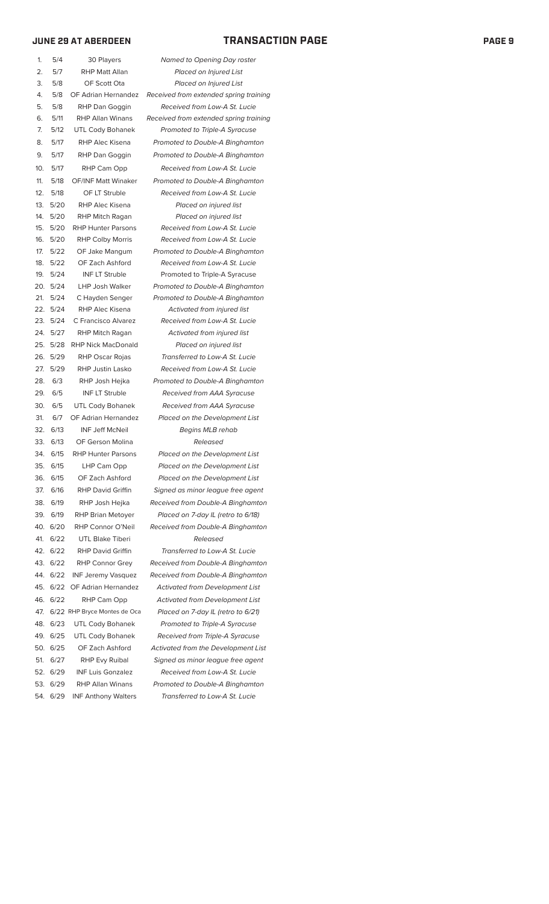## TRANSACTION PAGE

| | | | |
|---|---|---|---|
| 1. | 5/4 | 30 Players | *Named to Opening Day roster* |
| 2. | 5/7 | RHP Matt Allan | *Placed on Injured List* |
| 3. | 5/8 | OF Scott Ota | *Placed on Injured List* |
| 4. | 5/8 | OF Adrian Hernandez | *Received from extended spring training* |
| 5. | 5/8 | RHP Dan Goggin | *Received from Low-A St. Lucie* |
| 6. | 5/11 | RHP Allan Winans | *Received from extended spring training* |
| 7. | 5/12 | UTL Cody Bohanek | *Promoted to Triple-A Syracuse* |
| 8. | 5/17 | RHP Alec Kisena | *Promoted to Double-A Binghamton* |
| 9. | 5/17 | RHP Dan Goggin | *Promoted to Double-A Binghamton* |
| 10. | 5/17 | RHP Cam Opp | *Received from Low-A St. Lucie* |
| 11. | 5/18 | OF/INF Matt Winaker | *Promoted to Double-A Binghamton* |
| 12. | 5/18 | OF LT Struble | *Received from Low-A St. Lucie* |
| 13. | 5/20 | RHP Alec Kisena | *Placed on injured list* |
| 14. | 5/20 | RHP Mitch Ragan | *Placed on injured list* |
| 15. | 5/20 | RHP Hunter Parsons | *Received from Low-A St. Lucie* |
| 16. | 5/20 | RHP Colby Morris | *Received from Low-A St. Lucie* |
| 17. | 5/22 | OF Jake Mangum | *Promoted to Double-A Binghamton* |
| 18. | 5/22 | OF Zach Ashford | *Received from Low-A St. Lucie* |
| 19. | 5/24 | INF LT Struble | Promoted to Triple-A Syracuse |
| 20. | 5/24 | LHP Josh Walker | *Promoted to Double-A Binghamton* |
| 21. | 5/24 | C Hayden Senger | *Promoted to Double-A Binghamton* |
| 22. | 5/24 | RHP Alec Kisena | *Activated from injured list* |
| 23. | 5/24 | C Francisco Alvarez | *Received from Low-A St. Lucie* |
| 24. | 5/27 | RHP Mitch Ragan | *Activated from injured list* |
| 25. | 5/28 | RHP Nick MacDonald | *Placed on injured list* |
| 26. | 5/29 | RHP Oscar Rojas | *Transferred to Low-A St. Lucie* |
| 27. | 5/29 | RHP Justin Lasko | *Received from Low-A St. Lucie* |
| 28. | 6/3 | RHP Josh Hejka | *Promoted to Double-A Binghamton* |
| 29. | 6/5 | INF LT Struble | *Received from AAA Syracuse* |
| 30. | 6/5 | UTL Cody Bohanek | *Received from AAA Syracuse* |
| 31. | 6/7 | OF Adrian Hernandez | *Placed on the Development List* |
| 32. | 6/13 | INF Jeff McNeil | *Begins MLB rehab* |
| 33. | 6/13 | OF Gerson Molina | *Released* |
| 34. | 6/15 | RHP Hunter Parsons | *Placed on the Development List* |
| 35. | 6/15 | LHP Cam Opp | *Placed on the Development List* |
| 36. | 6/15 | OF Zach Ashford | *Placed on the Development List* |
| 37. | 6/16 | RHP David Griffin | *Signed as minor league free agent* |
| 38. | 6/19 | RHP Josh Hejka | *Received from Double-A Binghamton* |
| 39. | 6/19 | RHP Brian Metoyer | *Placed on 7-day IL (retro to 6/18)* |
| 40. | 6/20 | RHP Connor O'Neil | *Received from Double-A Binghamton* |
| 41. | 6/22 | UTL Blake Tiberi | *Released* |
| 42. | 6/22 | RHP David Griffin | *Transferred to Low-A St. Lucie* |
| 43. | 6/22 | RHP Connor Grey | *Received from Double-A Binghamton* |
| 44. | 6/22 | INF Jeremy Vasquez | *Received from Double-A Binghamton* |
| 45. | 6/22 | OF Adrian Hernandez | *Activated from Development List* |
| 46. | 6/22 | RHP Cam Opp | *Activated from Development List* |
| 47. | 6/22 | RHP Bryce Montes de Oca | *Placed on 7-day IL (retro to 6/21)* |
| 48. | 6/23 | UTL Cody Bohanek | *Promoted to Triple-A Syracuse* |
| 49. | 6/25 | UTL Cody Bohanek | *Received from Triple-A Syracuse* |
| 50. | 6/25 | OF Zach Ashford | *Activated from the Development List* |
| 51. | 6/27 | RHP Evy Ruibal | *Signed as minor league free agent* |
| 52. | 6/29 | INF Luis Gonzalez | *Received from Low-A St. Lucie* |
| 53. | 6/29 | RHP Allan Winans | *Promoted to Double-A Binghamton* |
| 54. | 6/29 | INF Anthony Walters | *Transferred to Low-A St. Lucie* |